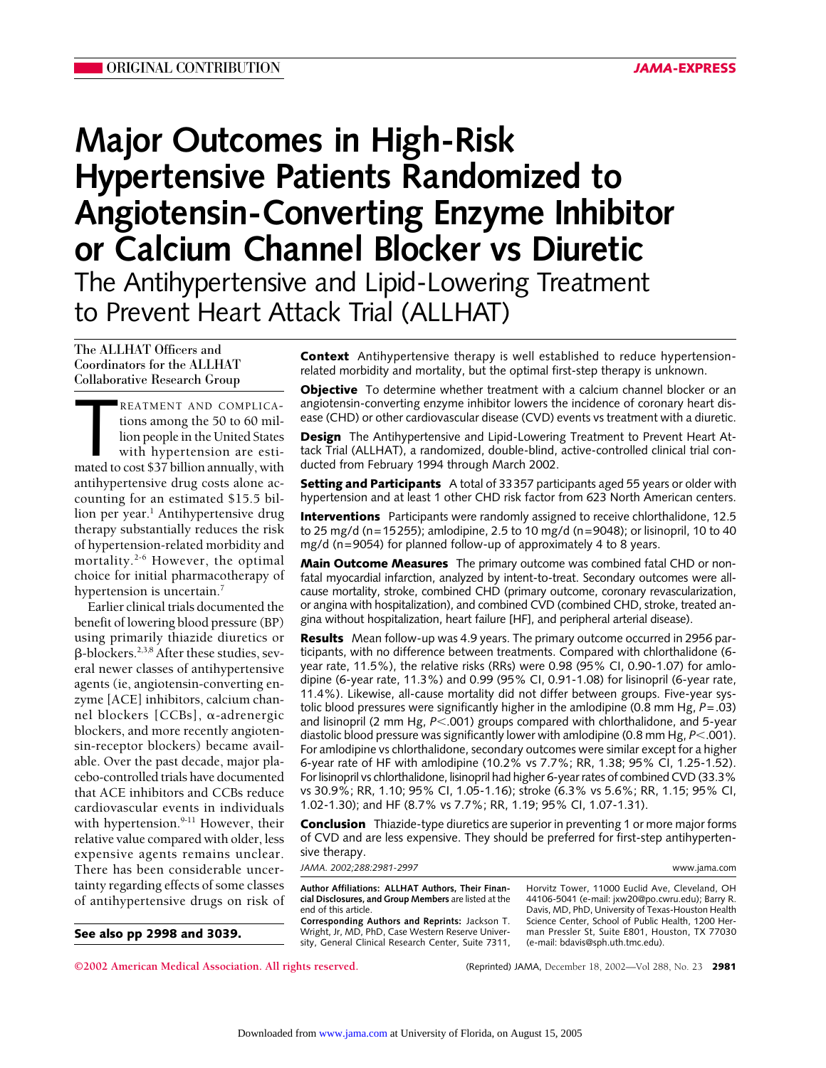ORIGINAL CONTRIBUTION

*JAMA-EXPRESS*

# Major Outcomes in High-Risk Hypertensive Patients Randomized to Angiotensin-Converting Enzyme Inhibitor or Calcium Channel Blocker vs Diuretic

## The Antihypertensive and Lipid-Lowering Treatment to Prevent Heart Attack Trial (ALLHAT)

The ALLHAT Officers and Coordinators for the ALLHAT Collaborative Research Group

**Context** Antihypertensive therapy is well established to reduce hypertension-related morbidity and mortality, but the optimal first-step therapy is unknown.

**Objective** To determine whether treatment with a calcium channel blocker or an angiotensin-converting enzyme inhibitor lowers the incidence of coronary heart disease (CHD) or other cardiovascular disease (CVD) events vs treatment with a diuretic.

**Design** The Antihypertensive and Lipid-Lowering Treatment to Prevent Heart Attack Trial (ALLHAT), a randomized, double-blind, active-controlled clinical trial conducted from February 1994 through March 2002.

**Setting and Participants** A total of 33357 participants aged 55 years or older with hypertension and at least 1 other CHD risk factor from 623 North American centers.

**Interventions** Participants were randomly assigned to receive chlorthalidone, 12.5 to 25 mg/d (n=15255); amlodipine, 2.5 to 10 mg/d (n=9048); or lisinopril, 10 to 40 mg/d (n=9054) for planned follow-up of approximately 4 to 8 years.

**Main Outcome Measures** The primary outcome was combined fatal CHD or nonfatal myocardial infarction, analyzed by intent-to-treat. Secondary outcomes were all-cause mortality, stroke, combined CHD (primary outcome, coronary revascularization, or angina with hospitalization), and combined CVD (combined CHD, stroke, treated angina without hospitalization, heart failure [HF], and peripheral arterial disease).

**Results** Mean follow-up was 4.9 years. The primary outcome occurred in 2956 participants, with no difference between treatments. Compared with chlorthalidone (6-year rate, 11.5%), the relative risks (RRs) were 0.98 (95% CI, 0.90-1.07) for amlodipine (6-year rate, 11.3%) and 0.99 (95% CI, 0.91-1.08) for lisinopril (6-year rate, 11.4%). Likewise, all-cause mortality did not differ between groups. Five-year systolic blood pressures were significantly higher in the amlodipine (0.8 mm Hg, $P=.03$) and lisinopril (2 mm Hg, $P<.001$) groups compared with chlorthalidone, and 5-year diastolic blood pressure was significantly lower with amlodipine (0.8 mm Hg, $P<.001$). For amlodipine vs chlorthalidone, secondary outcomes were similar except for a higher 6-year rate of HF with amlodipine (10.2% vs 7.7%; RR, 1.38; 95% CI, 1.25-1.52). For lisinopril vs chlorthalidone, lisinopril had higher 6-year rates of combined CVD (33.3% vs 30.9%; RR, 1.10; 95% CI, 1.05-1.16); stroke (6.3% vs 5.6%; RR, 1.15; 95% CI, 1.02-1.30); and HF (8.7% vs 7.7%; RR, 1.19; 95% CI, 1.07-1.31).

**Conclusion** Thiazide-type diuretics are superior in preventing 1 or more major forms of CVD and are less expensive. They should be preferred for first-step antihypertensive therapy.

*JAMA. 2002;288:2981-2997*

www.jama.com

TREATMENT AND COMPLICATIONS among the 50 to 60 million people in the United States with hypertension are estimated to cost $37 billion annually, with antihypertensive drug costs alone accounting for an estimated $15.5 billion per year.[1] Antihypertensive drug therapy substantially reduces the risk of hypertension-related morbidity and mortality.[2-6] However, the optimal choice for initial pharmacotherapy of hypertension is uncertain.[7]

Earlier clinical trials documented the benefit of lowering blood pressure (BP) using primarily thiazide diuretics or β-blockers.[2,3,8] After these studies, several newer classes of antihypertensive agents (ie, angiotensin-converting enzyme [ACE] inhibitors, calcium channel blockers [CCBs], α-adrenergic blockers, and more recently angiotensin-receptor blockers) became available. Over the past decade, major placebo-controlled trials have documented that ACE inhibitors and CCBs reduce cardiovascular events in individuals with hypertension.[9-11] However, their relative value compared with older, less expensive agents remains unclear. There has been considerable uncertainty regarding effects of some classes of antihypertensive drugs on risk of

**See also pp 2998 and 3039.**

**Author Affiliations: ALLHAT Authors, Their Financial Disclosures, and Group Members** are listed at the end of this article.

**Corresponding Authors and Reprints:** Jackson T. Wright, Jr, MD, PhD, Case Western Reserve University, General Clinical Research Center, Suite 7311, Horvitz Tower, 11000 Euclid Ave, Cleveland, OH 44106-5041 (e-mail: jxw20@po.cwru.edu); Barry R. Davis, MD, PhD, University of Texas-Houston Health Science Center, School of Public Health, 1200 Herman Pressler St, Suite E801, Houston, TX 77030 (e-mail: bdavis@sph.uth.tmc.edu).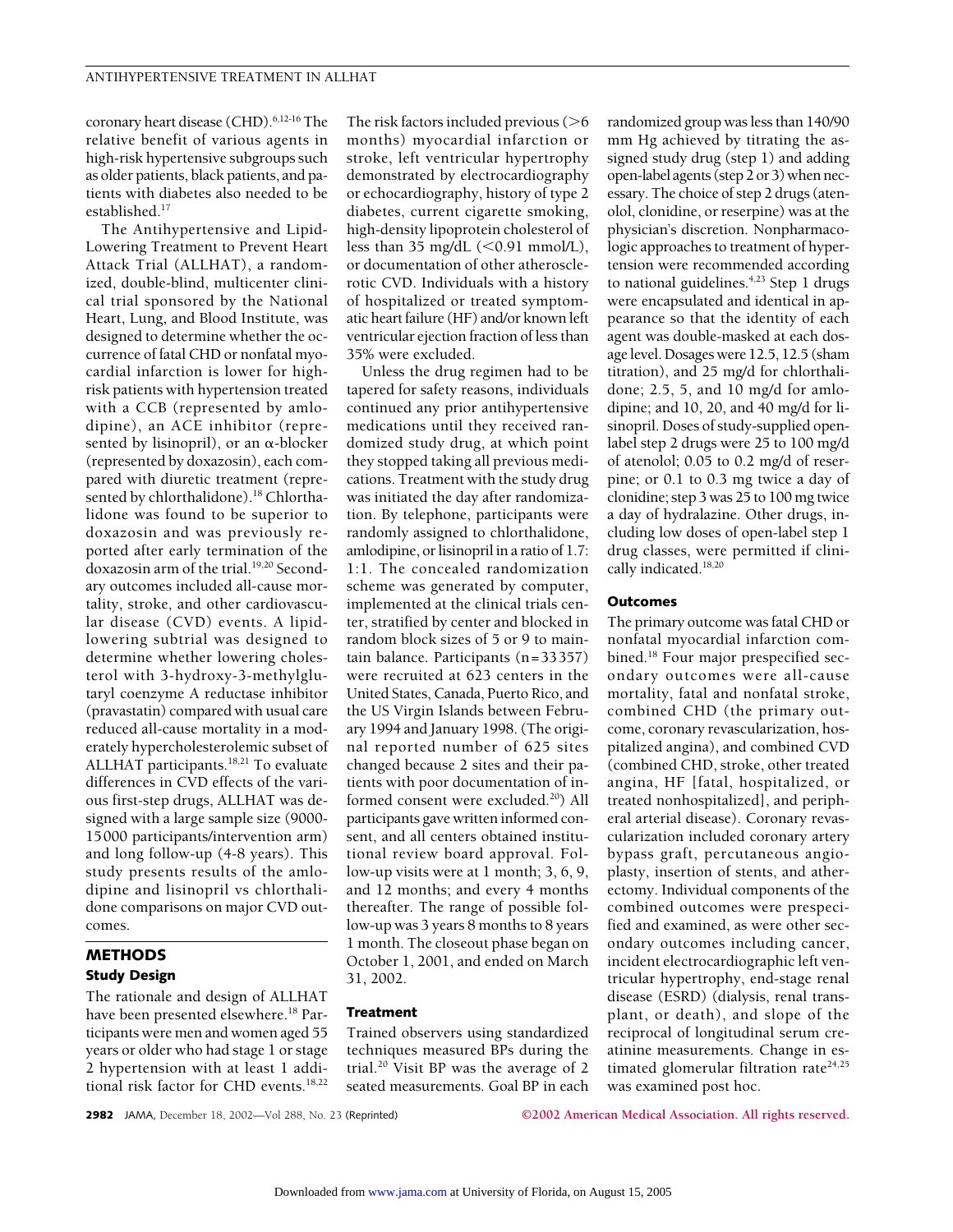coronary heart disease (CHD).[6,12-16] The relative benefit of various agents in high-risk hypertensive subgroups such as older patients, black patients, and patients with diabetes also needed to be established.[17]

The Antihypertensive and Lipid-Lowering Treatment to Prevent Heart Attack Trial (ALLHAT), a randomized, double-blind, multicenter clinical trial sponsored by the National Heart, Lung, and Blood Institute, was designed to determine whether the occurrence of fatal CHD or nonfatal myocardial infarction is lower for high-risk patients with hypertension treated with a CCB (represented by amlodipine), an ACE inhibitor (represented by lisinopril), or an α-blocker (represented by doxazosin), each compared with diuretic treatment (represented by chlorthalidone).[18] Chlorthalidone was found to be superior to doxazosin and was previously reported after early termination of the doxazosin arm of the trial.[19,20] Secondary outcomes included all-cause mortality, stroke, and other cardiovascular disease (CVD) events. A lipid-lowering subtrial was designed to determine whether lowering cholesterol with 3-hydroxy-3-methylglutaryl coenzyme A reductase inhibitor (pravastatin) compared with usual care reduced all-cause mortality in a moderately hypercholesterolemic subset of ALLHAT participants.[18,21] To evaluate differences in CVD effects of the various first-step drugs, ALLHAT was designed with a large sample size (9000-15 000 participants/intervention arm) and long follow-up (4-8 years). This study presents results of the amlodipine and lisinopril vs chlorthalidone comparisons on major CVD outcomes.

## METHODS

### Study Design

The rationale and design of ALLHAT have been presented elsewhere.[18] Participants were men and women aged 55 years or older who had stage 1 or stage 2 hypertension with at least 1 additional risk factor for CHD events.[18,22] The risk factors included previous (>6 months) myocardial infarction or stroke, left ventricular hypertrophy demonstrated by electrocardiography or echocardiography, history of type 2 diabetes, current cigarette smoking, high-density lipoprotein cholesterol of less than 35 mg/dL (<0.91 mmol/L), or documentation of other atherosclerotic CVD. Individuals with a history of hospitalized or treated symptomatic heart failure (HF) and/or known left ventricular ejection fraction of less than 35% were excluded.

Unless the drug regimen had to be tapered for safety reasons, individuals continued any prior antihypertensive medications until they received randomized study drug, at which point they stopped taking all previous medications. Treatment with the study drug was initiated the day after randomization. By telephone, participants were randomly assigned to chlorthalidone, amlodipine, or lisinopril in a ratio of 1.7:1:1. The concealed randomization scheme was generated by computer, implemented at the clinical trials center, stratified by center and blocked in random block sizes of 5 or 9 to maintain balance. Participants (n=33 357) were recruited at 623 centers in the United States, Canada, Puerto Rico, and the US Virgin Islands between February 1994 and January 1998. (The original reported number of 625 sites changed because 2 sites and their patients with poor documentation of informed consent were excluded.[20]) All participants gave written informed consent, and all centers obtained institutional review board approval. Follow-up visits were at 1 month; 3, 6, 9, and 12 months; and every 4 months thereafter. The range of possible follow-up was 3 years 8 months to 8 years 1 month. The closeout phase began on October 1, 2001, and ended on March 31, 2002.

### Treatment

Trained observers using standardized techniques measured BPs during the trial.[20] Visit BP was the average of 2 seated measurements. Goal BP in each randomized group was less than 140/90 mm Hg achieved by titrating the assigned study drug (step 1) and adding open-label agents (step 2 or 3) when necessary. The choice of step 2 drugs (atenolol, clonidine, or reserpine) was at the physician's discretion. Nonpharmacologic approaches to treatment of hypertension were recommended according to national guidelines.[4,23] Step 1 drugs were encapsulated and identical in appearance so that the identity of each agent was double-masked at each dosage level. Dosages were 12.5, 12.5 (sham titration), and 25 mg/d for chlorthalidone; 2.5, 5, and 10 mg/d for amlodipine; and 10, 20, and 40 mg/d for lisinopril. Doses of study-supplied open-label step 2 drugs were 25 to 100 mg/d of atenolol; 0.05 to 0.2 mg/d of reserpine; or 0.1 to 0.3 mg twice a day of clonidine; step 3 was 25 to 100 mg twice a day of hydralazine. Other drugs, including low doses of open-label step 1 drug classes, were permitted if clinically indicated.[18,20]

### Outcomes

The primary outcome was fatal CHD or nonfatal myocardial infarction combined.[18] Four major prespecified secondary outcomes were all-cause mortality, fatal and nonfatal stroke, combined CHD (the primary outcome, coronary revascularization, hospitalized angina), and combined CVD (combined CHD, stroke, other treated angina, HF [fatal, hospitalized, or treated nonhospitalized], and peripheral arterial disease). Coronary revascularization included coronary artery bypass graft, percutaneous angioplasty, insertion of stents, and atherectomy. Individual components of the combined outcomes were prespecified and examined, as were other secondary outcomes including cancer, incident electrocardiographic left ventricular hypertrophy, end-stage renal disease (ESRD) (dialysis, renal transplant, or death), and slope of the reciprocal of longitudinal serum creatinine measurements. Change in estimated glomerular filtration rate[24,25] was examined post hoc.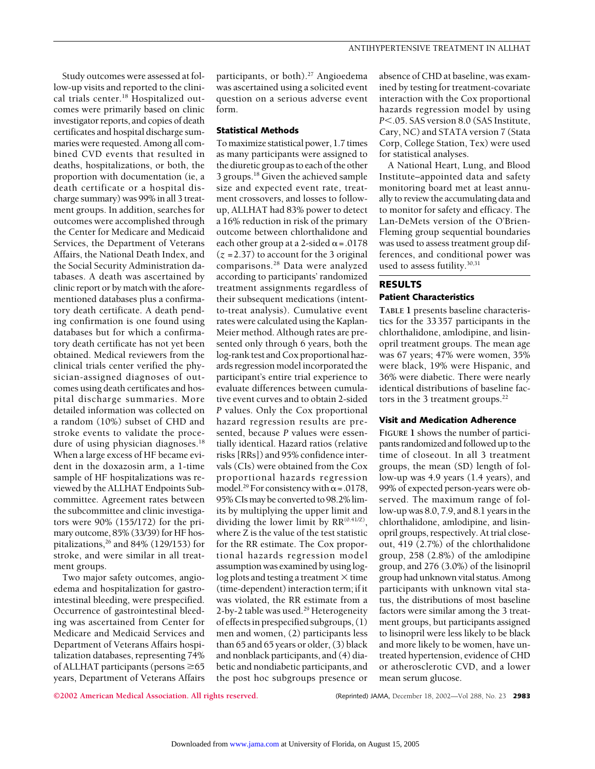Study outcomes were assessed at follow-up visits and reported to the clinical trials center.[18] Hospitalized outcomes were primarily based on clinic investigator reports, and copies of death certificates and hospital discharge summaries were requested. Among all combined CVD events that resulted in deaths, hospitalizations, or both, the proportion with documentation (ie, a death certificate or a hospital discharge summary) was 99% in all 3 treatment groups. In addition, searches for outcomes were accomplished through the Center for Medicare and Medicaid Services, the Department of Veterans Affairs, the National Death Index, and the Social Security Administration databases. A death was ascertained by clinic report or by match with the aforementioned databases plus a confirmatory death certificate. A death pending confirmation is one found using databases but for which a confirmatory death certificate has not yet been obtained. Medical reviewers from the clinical trials center verified the physician-assigned diagnoses of outcomes using death certificates and hospital discharge summaries. More detailed information was collected on a random (10%) subset of CHD and stroke events to validate the procedure of using physician diagnoses.[18] When a large excess of HF became evident in the doxazosin arm, a 1-time sample of HF hospitalizations was reviewed by the ALLHAT Endpoints Subcommittee. Agreement rates between the subcommittee and clinic investigators were 90% (155/172) for the primary outcome, 85% (33/39) for HF hospitalizations,[26] and 84% (129/153) for stroke, and were similar in all treatment groups.

Two major safety outcomes, angioedema and hospitalization for gastrointestinal bleeding, were prespecified. Occurrence of gastrointestinal bleeding was ascertained from Center for Medicare and Medicaid Services and Department of Veterans Affairs hospitalization databases, representing 74% of ALLHAT participants (persons ≥65 years, Department of Veterans Affairs participants, or both).[27] Angioedema was ascertained using a solicited event question on a serious adverse event form.

### Statistical Methods

To maximize statistical power, 1.7 times as many participants were assigned to the diuretic group as to each of the other 3 groups.[18] Given the achieved sample size and expected event rate, treatment crossovers, and losses to follow-up, ALLHAT had 83% power to detect a 16% reduction in risk of the primary outcome between chlorthalidone and each other group at a 2-sided $\alpha = .0178$ ($z = 2.37$) to account for the 3 original comparisons.[28] Data were analyzed according to participants' randomized treatment assignments regardless of their subsequent medications (intent-to-treat analysis). Cumulative event rates were calculated using the Kaplan-Meier method. Although rates are presented only through 6 years, both the log-rank test and Cox proportional hazards regression model incorporated the participant's entire trial experience to evaluate differences between cumulative event curves and to obtain 2-sided *P* values. Only the Cox proportional hazard regression results are presented, because *P* values were essentially identical. Hazard ratios (relative risks [RRs]) and 95% confidence intervals (CIs) were obtained from the Cox proportional hazards regression model.[29] For consistency with $\alpha = .0178$, 95% CIs may be converted to 98.2% limits by multiplying the upper limit and dividing the lower limit by $RR^{(0.41/Z)}$, where Z is the value of the test statistic for the RR estimate. The Cox proportional hazards regression model assumption was examined by using log-log plots and testing a treatment × time (time-dependent) interaction term; if it was violated, the RR estimate from a 2-by-2 table was used.[29] Heterogeneity of effects in prespecified subgroups, (1) men and women, (2) participants less than 65 and 65 years or older, (3) black and nonblack participants, and (4) diabetic and nondiabetic participants, and the post hoc subgroups presence or absence of CHD at baseline, was examined by testing for treatment-covariate interaction with the Cox proportional hazards regression model by using $P < .05$. SAS version 8.0 (SAS Institute, Cary, NC) and STATA version 7 (Stata Corp, College Station, Tex) were used for statistical analyses.

A National Heart, Lung, and Blood Institute–appointed data and safety monitoring board met at least annually to review the accumulating data and to monitor for safety and efficacy. The Lan-DeMets version of the O'Brien-Fleming group sequential boundaries was used to assess treatment group differences, and conditional power was used to assess futility.[30,31]

## RESULTS

### Patient Characteristics

TABLE 1 presents baseline characteristics for the 33 357 participants in the chlorthalidone, amlodipine, and lisinopril treatment groups. The mean age was 67 years; 47% were women, 35% were black, 19% were Hispanic, and 36% were diabetic. There were nearly identical distributions of baseline factors in the 3 treatment groups.[22]

### Visit and Medication Adherence

FIGURE 1 shows the number of participants randomized and followed up to the time of closeout. In all 3 treatment groups, the mean (SD) length of follow-up was 4.9 years (1.4 years), and 99% of expected person-years were observed. The maximum range of follow-up was 8.0, 7.9, and 8.1 years in the chlorthalidone, amlodipine, and lisinopril groups, respectively. At trial closeout, 419 (2.7%) of the chlorthalidone group, 258 (2.8%) of the amlodipine group, and 276 (3.0%) of the lisinopril group had unknown vital status. Among participants with unknown vital status, the distributions of most baseline factors were similar among the 3 treatment groups, but participants assigned to lisinopril were less likely to be black and more likely to be women, have untreated hypertension, evidence of CHD or atherosclerotic CVD, and a lower mean serum glucose.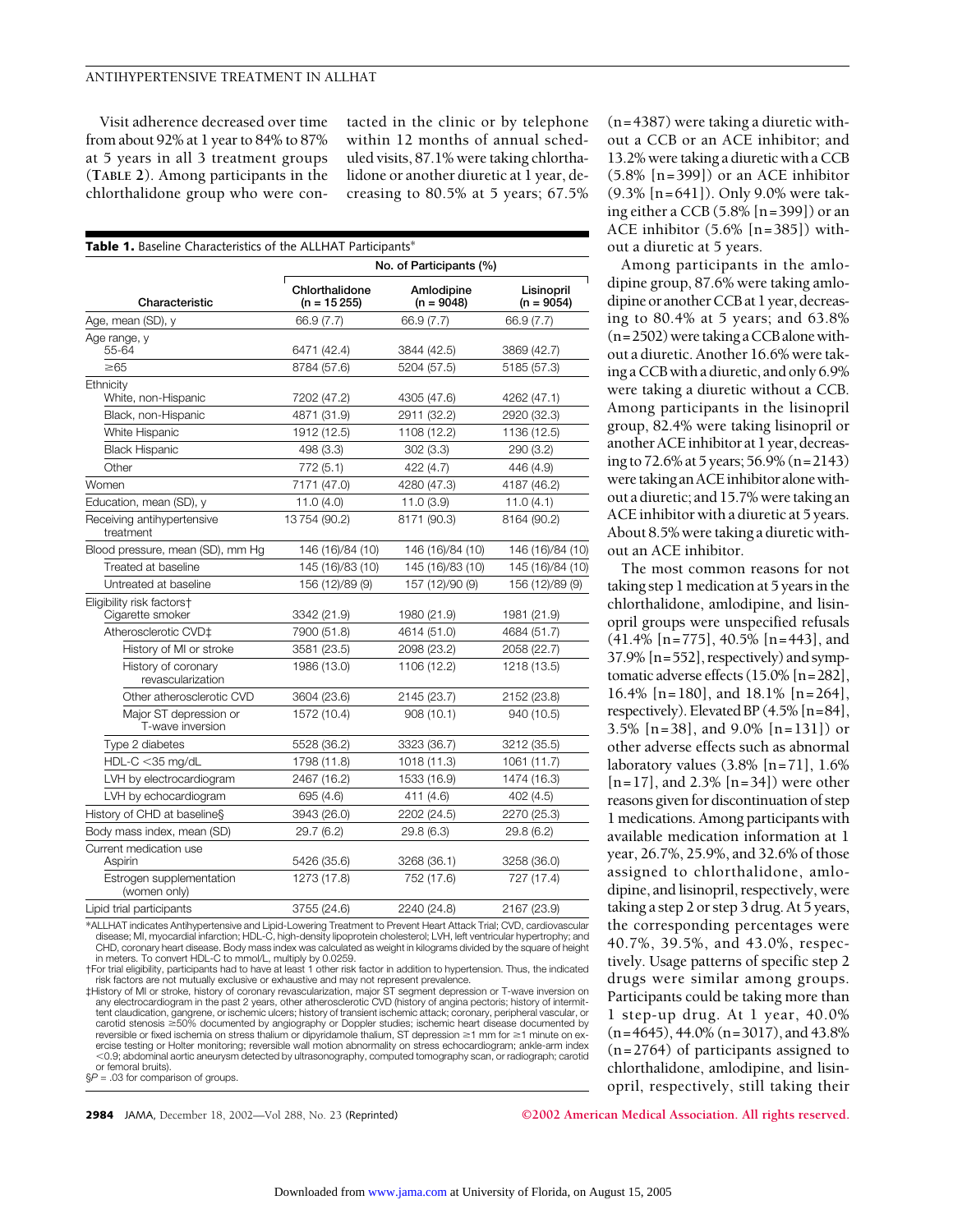Visit adherence decreased over time from about 92% at 1 year to 84% to 87% at 5 years in all 3 treatment groups (**TABLE 2**). Among participants in the chlorthalidone group who were contacted in the clinic or by telephone within 12 months of annual scheduled visits, 87.1% were taking chlorthalidone or another diuretic at 1 year, decreasing to 80.5% at 5 years; 67.5% (n=4387) were taking a diuretic without a CCB or an ACE inhibitor; and 13.2% were taking a diuretic with a CCB (5.8% [n=399]) or an ACE inhibitor (9.3% [n=641]). Only 9.0% were taking either a CCB (5.8% [n=399]) or an ACE inhibitor (5.6% [n=385]) without a diuretic at 5 years.

Among participants in the amlodipine group, 87.6% were taking amlodipine or another CCB at 1 year, decreasing to 80.4% at 5 years; and 63.8% (n=2502) were taking a CCB alone without a diuretic. Another 16.6% were taking a CCB with a diuretic, and only 6.9% were taking a diuretic without a CCB. Among participants in the lisinopril group, 82.4% were taking lisinopril or another ACE inhibitor at 1 year, decreasing to 72.6% at 5 years; 56.9% (n=2143) were taking an ACE inhibitor alone without a diuretic; and 15.7% were taking an ACE inhibitor with a diuretic at 5 years. About 8.5% were taking a diuretic without an ACE inhibitor.

The most common reasons for not taking step 1 medication at 5 years in the chlorthalidone, amlodipine, and lisinopril groups were unspecified refusals (41.4% [n=775], 40.5% [n=443], and 37.9% [n=552], respectively) and symptomatic adverse effects (15.0% [n=282], 16.4% [n=180], and 18.1% [n=264], respectively). Elevated BP (4.5% [n=84], 3.5% [n=38], and 9.0% [n=131]) or other adverse effects such as abnormal laboratory values (3.8% [n=71], 1.6% [n=17], and 2.3% [n=34]) were other reasons given for discontinuation of step 1 medications. Among participants with available medication information at 1 year, 26.7%, 25.9%, and 32.6% of those assigned to chlorthalidone, amlodipine, and lisinopril, respectively, were taking a step 2 or step 3 drug. At 5 years, the corresponding percentages were 40.7%, 39.5%, and 43.0%, respectively. Usage patterns of specific step 2 drugs were similar among groups. Participants could be taking more than 1 step-up drug. At 1 year, 40.0% (n=4645), 44.0% (n=3017), and 43.8% (n=2764) of participants assigned to chlorthalidone, amlodipine, and lisinopril, respectively, still taking their

**Table 1.** Baseline Characteristics of the ALLHAT Participants*

| Characteristic | No. of Participants (%) | | |
|---|---|---|---|
| | Chlorthalidone (n = 15 255) | Amlodipine (n = 9048) | Lisinopril (n = 9054) |
| Age, mean (SD), y | 66.9 (7.7) | 66.9 (7.7) | 66.9 (7.7) |
| Age range, y | | | |
| 55-64 | 6471 (42.4) | 3844 (42.5) | 3869 (42.7) |
| ≥65 | 8784 (57.6) | 5204 (57.5) | 5185 (57.3) |
| Ethnicity | | | |
| White, non-Hispanic | 7202 (47.2) | 4305 (47.6) | 4262 (47.1) |
| Black, non-Hispanic | 4871 (31.9) | 2911 (32.2) | 2920 (32.3) |
| White Hispanic | 1912 (12.5) | 1108 (12.2) | 1136 (12.5) |
| Black Hispanic | 498 (3.3) | 302 (3.3) | 290 (3.2) |
| Other | 772 (5.1) | 422 (4.7) | 446 (4.9) |
| Women | 7171 (47.0) | 4280 (47.3) | 4187 (46.2) |
| Education, mean (SD), y | 11.0 (4.0) | 11.0 (3.9) | 11.0 (4.1) |
| Receiving antihypertensive treatment | 13 754 (90.2) | 8171 (90.3) | 8164 (90.2) |
| Blood pressure, mean (SD), mm Hg | 146 (16)/84 (10) | 146 (16)/84 (10) | 146 (16)/84 (10) |
| Treated at baseline | 145 (16)/83 (10) | 145 (16)/83 (10) | 145 (16)/84 (10) |
| Untreated at baseline | 156 (12)/89 (9) | 157 (12)/90 (9) | 156 (12)/89 (9) |
| Eligibility risk factors† | | | |
| Cigarette smoker | 3342 (21.9) | 1980 (21.9) | 1981 (21.9) |
| Atherosclerotic CVD‡ | 7900 (51.8) | 4614 (51.0) | 4684 (51.7) |
| History of MI or stroke | 3581 (23.5) | 2098 (23.2) | 2058 (22.7) |
| History of coronary revascularization | 1986 (13.0) | 1106 (12.2) | 1218 (13.5) |
| Other atherosclerotic CVD | 3604 (23.6) | 2145 (23.7) | 2152 (23.8) |
| Major ST depression or T-wave inversion | 1572 (10.4) | 908 (10.1) | 940 (10.5) |
| Type 2 diabetes | 5528 (36.2) | 3323 (36.7) | 3212 (35.5) |
| HDL-C <35 mg/dL | 1798 (11.8) | 1018 (11.3) | 1061 (11.7) |
| LVH by electrocardiogram | 2467 (16.2) | 1533 (16.9) | 1474 (16.3) |
| LVH by echocardiogram | 695 (4.6) | 411 (4.6) | 402 (4.5) |
| History of CHD at baseline§ | 3943 (26.0) | 2202 (24.5) | 2270 (25.3) |
| Body mass index, mean (SD) | 29.7 (6.2) | 29.8 (6.3) | 29.8 (6.2) |
| Current medication use | | | |
| Aspirin | 5426 (35.6) | 3268 (36.1) | 3258 (36.0) |
| Estrogen supplementation (women only) | 1273 (17.8) | 752 (17.6) | 727 (17.4) |
| Lipid trial participants | 3755 (24.6) | 2240 (24.8) | 2167 (23.9) |

*ALLHAT indicates Antihypertensive and Lipid-Lowering Treatment to Prevent Heart Attack Trial; CVD, cardiovascular disease; MI, myocardial infarction; HDL-C, high-density lipoprotein cholesterol; LVH, left ventricular hypertrophy; and CHD, coronary heart disease. Body mass index was calculated as weight in kilograms divided by the square of height in meters. To convert HDL-C to mmol/L, multiply by 0.0259.

†For trial eligibility, participants had to have at least 1 other risk factor in addition to hypertension. Thus, the indicated risk factors are not mutually exclusive or exhaustive and may not represent prevalence.

‡History of MI or stroke, history of coronary revascularization, major ST segment depression or T-wave inversion on any electrocardiogram in the past 2 years, other atherosclerotic CVD (history of angina pectoris; history of intermittent claudication, gangrene, or ischemic ulcers; history of transient ischemic attack; coronary, peripheral vascular, or carotid stenosis ≥50% documented by angiography or Doppler studies; ischemic heart disease documented by reversible or fixed ischemia on stress thalium or dipyridamole thalium, ST depression ≥1 mm for ≥1 minute on exercise testing or Holter monitoring; reversible wall motion abnormality on stress echocardiogram; ankle-arm index <0.9; abdominal aortic aneurysm detected by ultrasonography, computed tomography scan, or radiograph; carotid or femoral bruits).

§$P = .03$ for comparison of groups.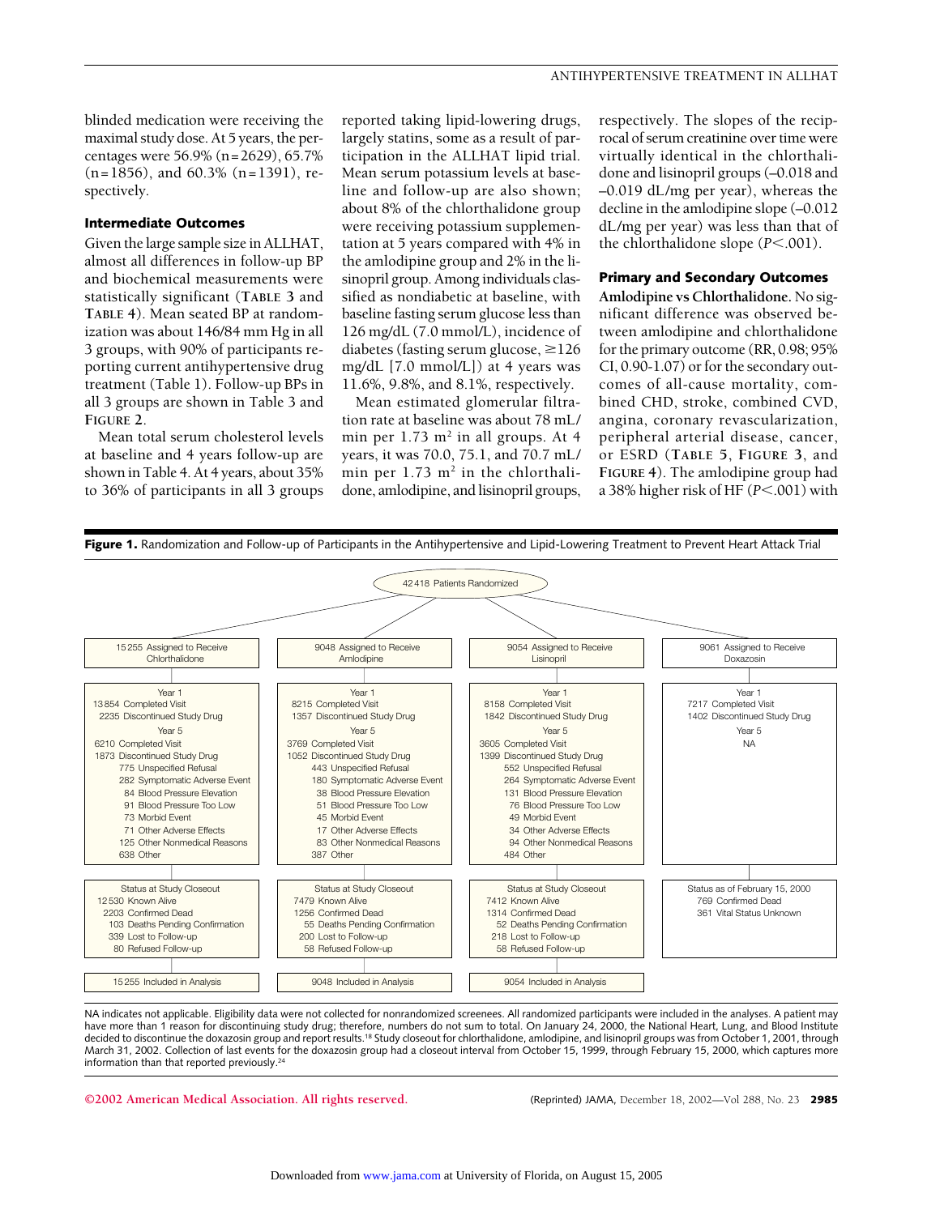blinded medication were receiving the maximal study dose. At 5 years, the percentages were 56.9% (n=2629), 65.7% (n=1856), and 60.3% (n=1391), respectively.

### Intermediate Outcomes

Given the large sample size in ALLHAT, almost all differences in follow-up BP and biochemical measurements were statistically significant (**TABLE 3** and **TABLE 4**). Mean seated BP at randomization was about 146/84 mm Hg in all 3 groups, with 90% of participants reporting current antihypertensive drug treatment (Table 1). Follow-up BPs in all 3 groups are shown in Table 3 and **FIGURE 2**.

Mean total serum cholesterol levels at baseline and 4 years follow-up are shown in Table 4. At 4 years, about 35% to 36% of participants in all 3 groups reported taking lipid-lowering drugs, largely statins, some as a result of participation in the ALLHAT lipid trial. Mean serum potassium levels at baseline and follow-up are also shown; about 8% of the chlorthalidone group were receiving potassium supplementation at 5 years compared with 4% in the amlodipine group and 2% in the lisinopril group. Among individuals classified as nondiabetic at baseline, with baseline fasting serum glucose less than 126 mg/dL (7.0 mmol/L), incidence of diabetes (fasting serum glucose, ≥126 mg/dL [7.0 mmol/L]) at 4 years was 11.6%, 9.8%, and 8.1%, respectively.

Mean estimated glomerular filtration rate at baseline was about 78 mL/min per 1.73 $m^2$ in all groups. At 4 years, it was 70.0, 75.1, and 70.7 mL/min per 1.73 $m^2$ in the chlorthalidone, amlodipine, and lisinopril groups, respectively. The slopes of the reciprocal of serum creatinine over time were virtually identical in the chlorthalidone and lisinopril groups (–0.018 and –0.019 dL/mg per year), whereas the decline in the amlodipine slope (–0.012 dL/mg per year) was less than that of the chlorthalidone slope ($P<.001$).

### Primary and Secondary Outcomes

**Amlodipine vs Chlorthalidone.** No significant difference was observed between amlodipine and chlorthalidone for the primary outcome (RR, 0.98; 95% CI, 0.90-1.07) or for the secondary outcomes of all-cause mortality, combined CHD, stroke, combined CVD, angina, coronary revascularization, peripheral arterial disease, cancer, or ESRD (**TABLE 5**, **FIGURE 3**, and **FIGURE 4**). The amlodipine group had a 38% higher risk of HF ($P<.001$) with

**Figure 1.** Randomization and Follow-up of Participants in the Antihypertensive and Lipid-Lowering Treatment to Prevent Heart Attack Trial

42 418 Patients Randomized

| 15 255 Assigned to Receive Chlorthalidone | 9048 Assigned to Receive Amlodipine | 9054 Assigned to Receive Lisinopril | 9061 Assigned to Receive Doxazosin |
|---|---|---|---|
| Year 1<br>13 854 Completed Visit<br>2235 Discontinued Study Drug<br>Year 5<br>6210 Completed Visit<br>1873 Discontinued Study Drug<br>775 Unspecified Refusal<br>282 Symptomatic Adverse Event<br>84 Blood Pressure Elevation<br>91 Blood Pressure Too Low<br>73 Morbid Event<br>71 Other Adverse Effects<br>125 Other Nonmedical Reasons<br>638 Other | Year 1<br>8215 Completed Visit<br>1357 Discontinued Study Drug<br>Year 5<br>3769 Completed Visit<br>1052 Discontinued Study Drug<br>443 Unspecified Refusal<br>180 Symptomatic Adverse Event<br>38 Blood Pressure Elevation<br>51 Blood Pressure Too Low<br>45 Morbid Event<br>17 Other Adverse Effects<br>83 Other Nonmedical Reasons<br>387 Other | Year 1<br>8158 Completed Visit<br>1842 Discontinued Study Drug<br>Year 5<br>3605 Completed Visit<br>1399 Discontinued Study Drug<br>552 Unspecified Refusal<br>264 Symptomatic Adverse Event<br>131 Blood Pressure Elevation<br>76 Blood Pressure Too Low<br>49 Morbid Event<br>34 Other Adverse Effects<br>94 Other Nonmedical Reasons<br>484 Other | Year 1<br>7217 Completed Visit<br>1402 Discontinued Study Drug<br>Year 5<br>NA |
| Status at Study Closeout<br>12 530 Known Alive<br>2203 Confirmed Dead<br>103 Deaths Pending Confirmation<br>339 Lost to Follow-up<br>80 Refused Follow-up | Status at Study Closeout<br>7479 Known Alive<br>1256 Confirmed Dead<br>55 Deaths Pending Confirmation<br>200 Lost to Follow-up<br>58 Refused Follow-up | Status at Study Closeout<br>7412 Known Alive<br>1314 Confirmed Dead<br>52 Deaths Pending Confirmation<br>218 Lost to Follow-up<br>58 Refused Follow-up | Status as of February 15, 2000<br>769 Confirmed Dead<br>361 Vital Status Unknown |
| 15 255 Included in Analysis | 9048 Included in Analysis | 9054 Included in Analysis | |

NA indicates not applicable. Eligibility data were not collected for nonrandomized screenees. All randomized participants were included in the analyses. A patient may have more than 1 reason for discontinuing study drug; therefore, numbers do not sum to total. On January 24, 2000, the National Heart, Lung, and Blood Institute decided to discontinue the doxazosin group and report results.[18] Study closeout for chlorthalidone, amlodipine, and lisinopril groups was from October 1, 2001, through March 31, 2002. Collection of last events for the doxazosin group had a closeout interval from October 15, 1999, through February 15, 2000, which captures more information than that reported previously.[24]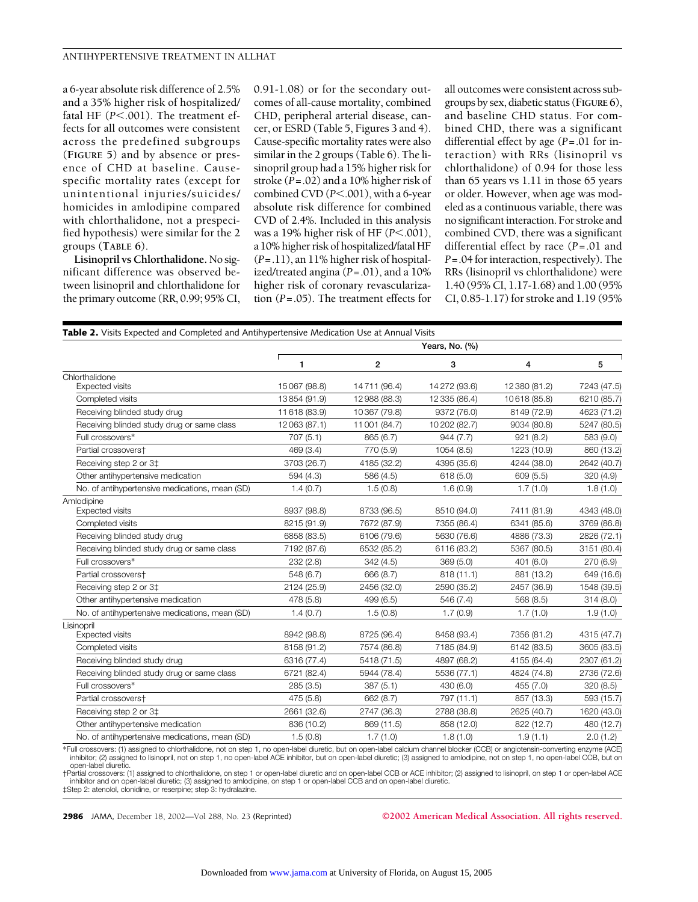a 6-year absolute risk difference of 2.5% and a 35% higher risk of hospitalized/fatal HF ($P<.001$). The treatment effects for all outcomes were consistent across the predefined subgroups (**FIGURE 5**) and by absence or presence of CHD at baseline. Cause-specific mortality rates (except for unintentional injuries/suicides/homicides in amlodipine compared with chlorthalidone, not a prespecified hypothesis) were similar for the 2 groups (**TABLE 6**).

**Lisinopril vs Chlorthalidone.** No significant difference was observed between lisinopril and chlorthalidone for the primary outcome (RR, 0.99; 95% CI, 0.91-1.08) or for the secondary outcomes of all-cause mortality, combined CHD, peripheral arterial disease, cancer, or ESRD (Table 5, Figures 3 and 4). Cause-specific mortality rates were also similar in the 2 groups (Table 6). The lisinopril group had a 15% higher risk for stroke ($P=.02$) and a 10% higher risk of combined CVD ($P<.001$), with a 6-year absolute risk difference for combined CVD of 2.4%. Included in this analysis was a 19% higher risk of HF ($P<.001$), a 10% higher risk of hospitalized/fatal HF ($P=.11$), an 11% higher risk of hospitalized/treated angina ($P=.01$), and a 10% higher risk of coronary revascularization ($P=.05$). The treatment effects for all outcomes were consistent across subgroups by sex, diabetic status (**FIGURE 6**), and baseline CHD status. For combined CHD, there was a significant differential effect by age ($P=.01$ for interaction) with RRs (lisinopril vs chlorthalidone) of 0.94 for those less than 65 years vs 1.11 in those 65 years or older. However, when age was modeled as a continuous variable, there was no significant interaction. For stroke and combined CVD, there was a significant differential effect by race ($P=.01$ and $P=.04$ for interaction, respectively). The RRs (lisinopril vs chlorthalidone) were 1.40 (95% CI, 1.17-1.68) and 1.00 (95% CI, 0.85-1.17) for stroke and 1.19 (95%

**Table 2.** Visits Expected and Completed and Antihypertensive Medication Use at Annual Visits

| | Years, No. (%) | | | | |
|---|---|---|---|---|---|
| | 1 | 2 | 3 | 4 | 5 |
| **Chlorthalidone** | | | | | |
| Expected visits | 15067 (98.8) | 14711 (96.4) | 14272 (93.6) | 12380 (81.2) | 7243 (47.5) |
| Completed visits | 13854 (91.9) | 12988 (88.3) | 12335 (86.4) | 10618 (85.8) | 6210 (85.7) |
| Receiving blinded study drug | 11618 (83.9) | 10367 (79.8) | 9372 (76.0) | 8149 (72.9) | 4623 (71.2) |
| Receiving blinded study drug or same class | 12063 (87.1) | 11001 (84.7) | 10202 (82.7) | 9034 (80.8) | 5247 (80.5) |
| Full crossovers* | 707 (5.1) | 865 (6.7) | 944 (7.7) | 921 (8.2) | 583 (9.0) |
| Partial crossovers† | 469 (3.4) | 770 (5.9) | 1054 (8.5) | 1223 (10.9) | 860 (13.2) |
| Receiving step 2 or 3‡ | 3703 (26.7) | 4185 (32.2) | 4395 (35.6) | 4244 (38.0) | 2642 (40.7) |
| Other antihypertensive medication | 594 (4.3) | 586 (4.5) | 618 (5.0) | 609 (5.5) | 320 (4.9) |
| No. of antihypertensive medications, mean (SD) | 1.4 (0.7) | 1.5 (0.8) | 1.6 (0.9) | 1.7 (1.0) | 1.8 (1.0) |
| **Amlodipine** | | | | | |
| Expected visits | 8937 (98.8) | 8733 (96.5) | 8510 (94.0) | 7411 (81.9) | 4343 (48.0) |
| Completed visits | 8215 (91.9) | 7672 (87.9) | 7355 (86.4) | 6341 (85.6) | 3769 (86.8) |
| Receiving blinded study drug | 6858 (83.5) | 6106 (79.6) | 5630 (76.6) | 4886 (73.3) | 2826 (72.1) |
| Receiving blinded study drug or same class | 7192 (87.6) | 6532 (85.2) | 6116 (83.2) | 5367 (80.5) | 3151 (80.4) |
| Full crossovers* | 232 (2.8) | 342 (4.5) | 369 (5.0) | 401 (6.0) | 270 (6.9) |
| Partial crossovers† | 548 (6.7) | 666 (8.7) | 818 (11.1) | 881 (13.2) | 649 (16.6) |
| Receiving step 2 or 3‡ | 2124 (25.9) | 2456 (32.0) | 2590 (35.2) | 2457 (36.9) | 1548 (39.5) |
| Other antihypertensive medication | 478 (5.8) | 499 (6.5) | 546 (7.4) | 568 (8.5) | 314 (8.0) |
| No. of antihypertensive medications, mean (SD) | 1.4 (0.7) | 1.5 (0.8) | 1.7 (0.9) | 1.7 (1.0) | 1.9 (1.0) |
| **Lisinopril** | | | | | |
| Expected visits | 8942 (98.8) | 8725 (96.4) | 8458 (93.4) | 7356 (81.2) | 4315 (47.7) |
| Completed visits | 8158 (91.2) | 7574 (86.8) | 7185 (84.9) | 6142 (83.5) | 3605 (83.5) |
| Receiving blinded study drug | 6316 (77.4) | 5418 (71.5) | 4897 (68.2) | 4155 (64.4) | 2307 (61.2) |
| Receiving blinded study drug or same class | 6721 (82.4) | 5944 (78.4) | 5536 (77.1) | 4824 (74.8) | 2736 (72.6) |
| Full crossovers* | 285 (3.5) | 387 (5.1) | 430 (6.0) | 455 (7.0) | 320 (8.5) |
| Partial crossovers† | 475 (5.8) | 662 (8.7) | 797 (11.1) | 857 (13.3) | 593 (15.7) |
| Receiving step 2 or 3‡ | 2661 (32.6) | 2747 (36.3) | 2788 (38.8) | 2625 (40.7) | 1620 (43.0) |
| Other antihypertensive medication | 836 (10.2) | 869 (11.5) | 858 (12.0) | 822 (12.7) | 480 (12.7) |
| No. of antihypertensive medications, mean (SD) | 1.5 (0.8) | 1.7 (1.0) | 1.8 (1.0) | 1.9 (1.1) | 2.0 (1.2) |

*Full crossovers: (1) assigned to chlorthalidone, not on step 1, no open-label diuretic, but on open-label calcium channel blocker (CCB) or angiotensin-converting enzyme (ACE) inhibitor; (2) assigned to lisinopril, not on step 1, no open-label ACE inhibitor, but on open-label diuretic; (3) assigned to amlodipine, not on step 1, no open-label CCB, but on open-label diuretic.

†Partial crossovers: (1) assigned to chlorthalidone, on step 1 or open-label diuretic and on open-label CCB or ACE inhibitor; (2) assigned to lisinopril, on step 1 or open-label ACE inhibitor and on open-label diuretic; (3) assigned to amlodipine, on step 1 or open-label CCB and on open-label diuretic.

‡Step 2: atenolol, clonidine, or reserpine; step 3: hydralazine.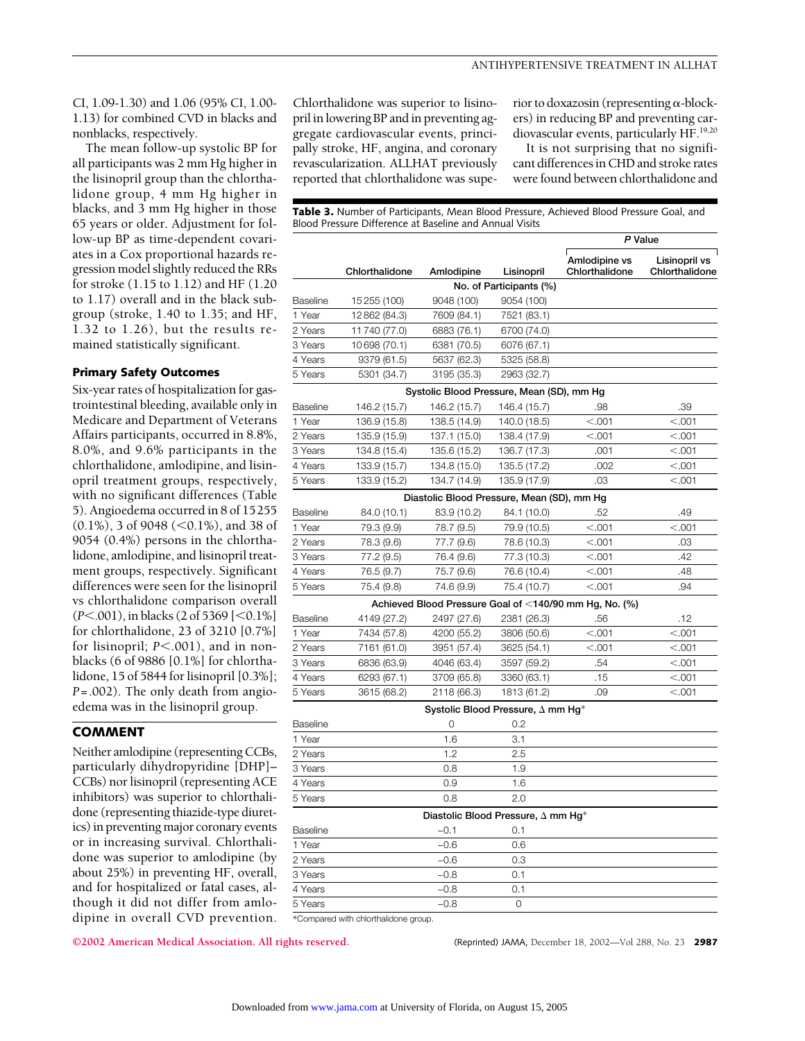CI, 1.09-1.30) and 1.06 (95% CI, 1.00-1.13) for combined CVD in blacks and nonblacks, respectively.

The mean follow-up systolic BP for all participants was 2 mm Hg higher in the lisinopril group than the chlorthalidone group, 4 mm Hg higher in blacks, and 3 mm Hg higher in those 65 years or older. Adjustment for follow-up BP as time-dependent covariates in a Cox proportional hazards regression model slightly reduced the RRs for stroke (1.15 to 1.12) and HF (1.20 to 1.17) overall and in the black subgroup (stroke, 1.40 to 1.35; and HF, 1.32 to 1.26), but the results remained statistically significant.

### Primary Safety Outcomes

Six-year rates of hospitalization for gastrointestinal bleeding, available only in Medicare and Department of Veterans Affairs participants, occurred in 8.8%, 8.0%, and 9.6% participants in the chlorthalidone, amlodipine, and lisinopril treatment groups, respectively, with no significant differences (Table 5). Angioedema occurred in 8 of 15255 (0.1%), 3 of 9048 (<0.1%), and 38 of 9054 (0.4%) persons in the chlorthalidone, amlodipine, and lisinopril treatment groups, respectively. Significant differences were seen for the lisinopril vs chlorthalidone comparison overall ($P<.001$), in blacks (2 of 5369 [<0.1%] for chlorthalidone, 23 of 3210 [0.7%] for lisinopril; $P<.001$), and in nonblacks (6 of 9886 [0.1%] for chlorthalidone, 15 of 5844 for lisinopril [0.3%]; $P=.002$). The only death from angioedema was in the lisinopril group.

## COMMENT

Neither amlodipine (representing CCBs, particularly dihydropyridine [DHP]–CCBs) nor lisinopril (representing ACE inhibitors) was superior to chlorthalidone (representing thiazide-type diuretics) in preventing major coronary events or in increasing survival. Chlorthalidone was superior to amlodipine (by about 25%) in preventing HF, overall, and for hospitalized or fatal cases, although it did not differ from amlodipine in overall CVD prevention. Chlorthalidone was superior to lisinopril in lowering BP and in preventing aggregate cardiovascular events, principally stroke, HF, angina, and coronary revascularization. ALLHAT previously reported that chlorthalidone was superior to doxazosin (representing α-blockers) in reducing BP and preventing cardiovascular events, particularly HF.[19,20]

It is not surprising that no significant differences in CHD and stroke rates were found between chlorthalidone and

**Table 3.** Number of Participants, Mean Blood Pressure, Achieved Blood Pressure Goal, and Blood Pressure Difference at Baseline and Annual Visits

| | Chlorthalidone | Amlodipine | Lisinopril | *P* Value: Amlodipine vs Chlorthalidone | *P* Value: Lisinopril vs Chlorthalidone |
|---|---|---|---|---|---|
| **No. of Participants (%)** | | | | | |
| Baseline | 15 255 (100) | 9048 (100) | 9054 (100) | | |
| 1 Year | 12 862 (84.3) | 7609 (84.1) | 7521 (83.1) | | |
| 2 Years | 11 740 (77.0) | 6883 (76.1) | 6700 (74.0) | | |
| 3 Years | 10 698 (70.1) | 6381 (70.5) | 6076 (67.1) | | |
| 4 Years | 9379 (61.5) | 5637 (62.3) | 5325 (58.8) | | |
| 5 Years | 5301 (34.7) | 3195 (35.3) | 2963 (32.7) | | |
| **Systolic Blood Pressure, Mean (SD), mm Hg** | | | | | |
| Baseline | 146.2 (15.7) | 146.2 (15.7) | 146.4 (15.7) | .98 | .39 |
| 1 Year | 136.9 (15.8) | 138.5 (14.9) | 140.0 (18.5) | <.001 | <.001 |
| 2 Years | 135.9 (15.9) | 137.1 (15.0) | 138.4 (17.9) | <.001 | <.001 |
| 3 Years | 134.8 (15.4) | 135.6 (15.2) | 136.7 (17.3) | .001 | <.001 |
| 4 Years | 133.9 (15.7) | 134.8 (15.0) | 135.5 (17.2) | .002 | <.001 |
| 5 Years | 133.9 (15.2) | 134.7 (14.9) | 135.9 (17.9) | .03 | <.001 |
| **Diastolic Blood Pressure, Mean (SD), mm Hg** | | | | | |
| Baseline | 84.0 (10.1) | 83.9 (10.2) | 84.1 (10.0) | .52 | .49 |
| 1 Year | 79.3 (9.9) | 78.7 (9.5) | 79.9 (10.5) | <.001 | <.001 |
| 2 Years | 78.3 (9.6) | 77.7 (9.6) | 78.6 (10.3) | <.001 | .03 |
| 3 Years | 77.2 (9.5) | 76.4 (9.6) | 77.3 (10.3) | <.001 | .42 |
| 4 Years | 76.5 (9.7) | 75.7 (9.6) | 76.6 (10.4) | <.001 | .48 |
| 5 Years | 75.4 (9.8) | 74.6 (9.9) | 75.4 (10.7) | <.001 | .94 |
| **Achieved Blood Pressure Goal of <140/90 mm Hg, No. (%)** | | | | | |
| Baseline | 4149 (27.2) | 2497 (27.6) | 2381 (26.3) | .56 | .12 |
| 1 Year | 7434 (57.8) | 4200 (55.2) | 3806 (50.6) | <.001 | <.001 |
| 2 Years | 7161 (61.0) | 3951 (57.4) | 3625 (54.1) | <.001 | <.001 |
| 3 Years | 6836 (63.9) | 4046 (63.4) | 3597 (59.2) | .54 | <.001 |
| 4 Years | 6293 (67.1) | 3709 (65.8) | 3360 (63.1) | .15 | <.001 |
| 5 Years | 3615 (68.2) | 2118 (66.3) | 1813 (61.2) | .09 | <.001 |
| **Systolic Blood Pressure, Δ mm Hg*** | | | | | |
| Baseline | | 0 | 0.2 | | |
| 1 Year | | 1.6 | 3.1 | | |
| 2 Years | | 1.2 | 2.5 | | |
| 3 Years | | 0.8 | 1.9 | | |
| 4 Years | | 0.9 | 1.6 | | |
| 5 Years | | 0.8 | 2.0 | | |
| **Diastolic Blood Pressure, Δ mm Hg*** | | | | | |
| Baseline | | −0.1 | 0.1 | | |
| 1 Year | | −0.6 | 0.6 | | |
| 2 Years | | −0.6 | 0.3 | | |
| 3 Years | | −0.8 | 0.1 | | |
| 4 Years | | −0.8 | 0.1 | | |
| 5 Years | | −0.8 | 0 | | |

*Compared with chlorthalidone group.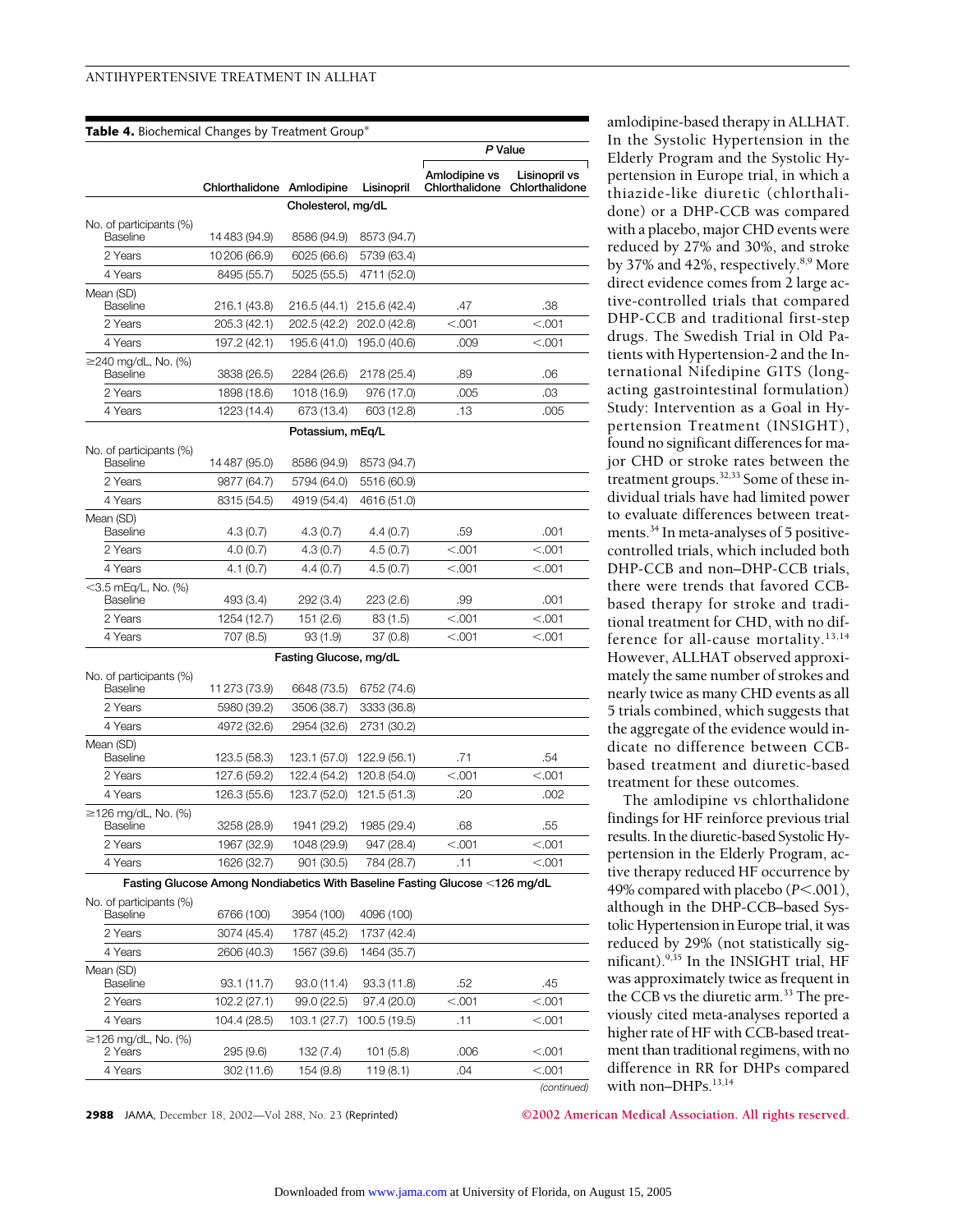**Table 4.** Biochemical Changes by Treatment Group*

| | Chlorthalidone | Amlodipine | Lisinopril | *P* Value | |
|---|---|---|---|---|---|
| | | | | Amlodipine vs Chlorthalidone | Lisinopril vs Chlorthalidone |
| **Cholesterol, mg/dL** | | | | | |
| No. of participants (%) | | | | | |
| Baseline | 14 483 (94.9) | 8586 (94.9) | 8573 (94.7) | | |
| 2 Years | 10 206 (66.9) | 6025 (66.6) | 5739 (63.4) | | |
| 4 Years | 8495 (55.7) | 5025 (55.5) | 4711 (52.0) | | |
| Mean (SD) | | | | | |
| Baseline | 216.1 (43.8) | 216.5 (44.1) | 215.6 (42.4) | .47 | .38 |
| 2 Years | 205.3 (42.1) | 202.5 (42.2) | 202.0 (42.8) | <.001 | <.001 |
| 4 Years | 197.2 (42.1) | 195.6 (41.0) | 195.0 (40.6) | .009 | <.001 |
| ≥240 mg/dL, No. (%) | | | | | |
| Baseline | 3838 (26.5) | 2284 (26.6) | 2178 (25.4) | .89 | .06 |
| 2 Years | 1898 (18.6) | 1018 (16.9) | 976 (17.0) | .005 | .03 |
| 4 Years | 1223 (14.4) | 673 (13.4) | 603 (12.8) | .13 | .005 |
| **Potassium, mEq/L** | | | | | |
| No. of participants (%) | | | | | |
| Baseline | 14 487 (95.0) | 8586 (94.9) | 8573 (94.7) | | |
| 2 Years | 9877 (64.7) | 5794 (64.0) | 5516 (60.9) | | |
| 4 Years | 8315 (54.5) | 4919 (54.4) | 4616 (51.0) | | |
| Mean (SD) | | | | | |
| Baseline | 4.3 (0.7) | 4.3 (0.7) | 4.4 (0.7) | .59 | .001 |
| 2 Years | 4.0 (0.7) | 4.3 (0.7) | 4.5 (0.7) | <.001 | <.001 |
| 4 Years | 4.1 (0.7) | 4.4 (0.7) | 4.5 (0.7) | <.001 | <.001 |
| <3.5 mEq/L, No. (%) | | | | | |
| Baseline | 493 (3.4) | 292 (3.4) | 223 (2.6) | .99 | .001 |
| 2 Years | 1254 (12.7) | 151 (2.6) | 83 (1.5) | <.001 | <.001 |
| 4 Years | 707 (8.5) | 93 (1.9) | 37 (0.8) | <.001 | <.001 |
| **Fasting Glucose, mg/dL** | | | | | |
| No. of participants (%) | | | | | |
| Baseline | 11 273 (73.9) | 6648 (73.5) | 6752 (74.6) | | |
| 2 Years | 5980 (39.2) | 3506 (38.7) | 3333 (36.8) | | |
| 4 Years | 4972 (32.6) | 2954 (32.6) | 2731 (30.2) | | |
| Mean (SD) | | | | | |
| Baseline | 123.5 (58.3) | 123.1 (57.0) | 122.9 (56.1) | .71 | .54 |
| 2 Years | 127.6 (59.2) | 122.4 (54.2) | 120.8 (54.0) | <.001 | <.001 |
| 4 Years | 126.3 (55.6) | 123.7 (52.0) | 121.5 (51.3) | .20 | .002 |
| ≥126 mg/dL, No. (%) | | | | | |
| Baseline | 3258 (28.9) | 1941 (29.2) | 1985 (29.4) | .68 | .55 |
| 2 Years | 1967 (32.9) | 1048 (29.9) | 947 (28.4) | <.001 | <.001 |
| 4 Years | 1626 (32.7) | 901 (30.5) | 784 (28.7) | .11 | <.001 |
| **Fasting Glucose Among Nondiabetics With Baseline Fasting Glucose <126 mg/dL** | | | | | |
| No. of participants (%) | | | | | |
| Baseline | 6766 (100) | 3954 (100) | 4096 (100) | | |
| 2 Years | 3074 (45.4) | 1787 (45.2) | 1737 (42.4) | | |
| 4 Years | 2606 (40.3) | 1567 (39.6) | 1464 (35.7) | | |
| Mean (SD) | | | | | |
| Baseline | 93.1 (11.7) | 93.0 (11.4) | 93.3 (11.8) | .52 | .45 |
| 2 Years | 102.2 (27.1) | 99.0 (22.5) | 97.4 (20.0) | <.001 | <.001 |
| 4 Years | 104.4 (28.5) | 103.1 (27.7) | 100.5 (19.5) | .11 | <.001 |
| ≥126 mg/dL, No. (%) | | | | | |
| 2 Years | 295 (9.6) | 132 (7.4) | 101 (5.8) | .006 | <.001 |
| 4 Years | 302 (11.6) | 154 (9.8) | 119 (8.1) | .04 | <.001 |

*(continued)*

amlodipine-based therapy in ALLHAT. In the Systolic Hypertension in the Elderly Program and the Systolic Hypertension in Europe trial, in which a thiazide-like diuretic (chlorthalidone) or a DHP-CCB was compared with a placebo, major CHD events were reduced by 27% and 30%, and stroke by 37% and 42%, respectively.[8,9] More direct evidence comes from 2 large active-controlled trials that compared DHP-CCB and traditional first-step drugs. The Swedish Trial in Old Patients with Hypertension-2 and the International Nifedipine GITS (long-acting gastrointestinal formulation) Study: Intervention as a Goal in Hypertension Treatment (INSIGHT), found no significant differences for major CHD or stroke rates between the treatment groups.[32,33] Some of these individual trials have had limited power to evaluate differences between treatments.[34] In meta-analyses of 5 positive-controlled trials, which included both DHP-CCB and non–DHP-CCB trials, there were trends that favored CCB-based therapy for stroke and traditional treatment for CHD, with no difference for all-cause mortality.[13,14] However, ALLHAT observed approximately the same number of strokes and nearly twice as many CHD events as all 5 trials combined, which suggests that the aggregate of the evidence would indicate no difference between CCB-based treatment and diuretic-based treatment for these outcomes.

The amlodipine vs chlorthalidone findings for HF reinforce previous trial results. In the diuretic-based Systolic Hypertension in the Elderly Program, active therapy reduced HF occurrence by 49% compared with placebo ($P<.001$), although in the DHP-CCB–based Systolic Hypertension in Europe trial, it was reduced by 29% (not statistically significant).[9,35] In the INSIGHT trial, HF was approximately twice as frequent in the CCB vs the diuretic arm.[33] The previously cited meta-analyses reported a higher rate of HF with CCB-based treatment than traditional regimens, with no difference in RR for DHPs compared with non–DHPs.[13,14]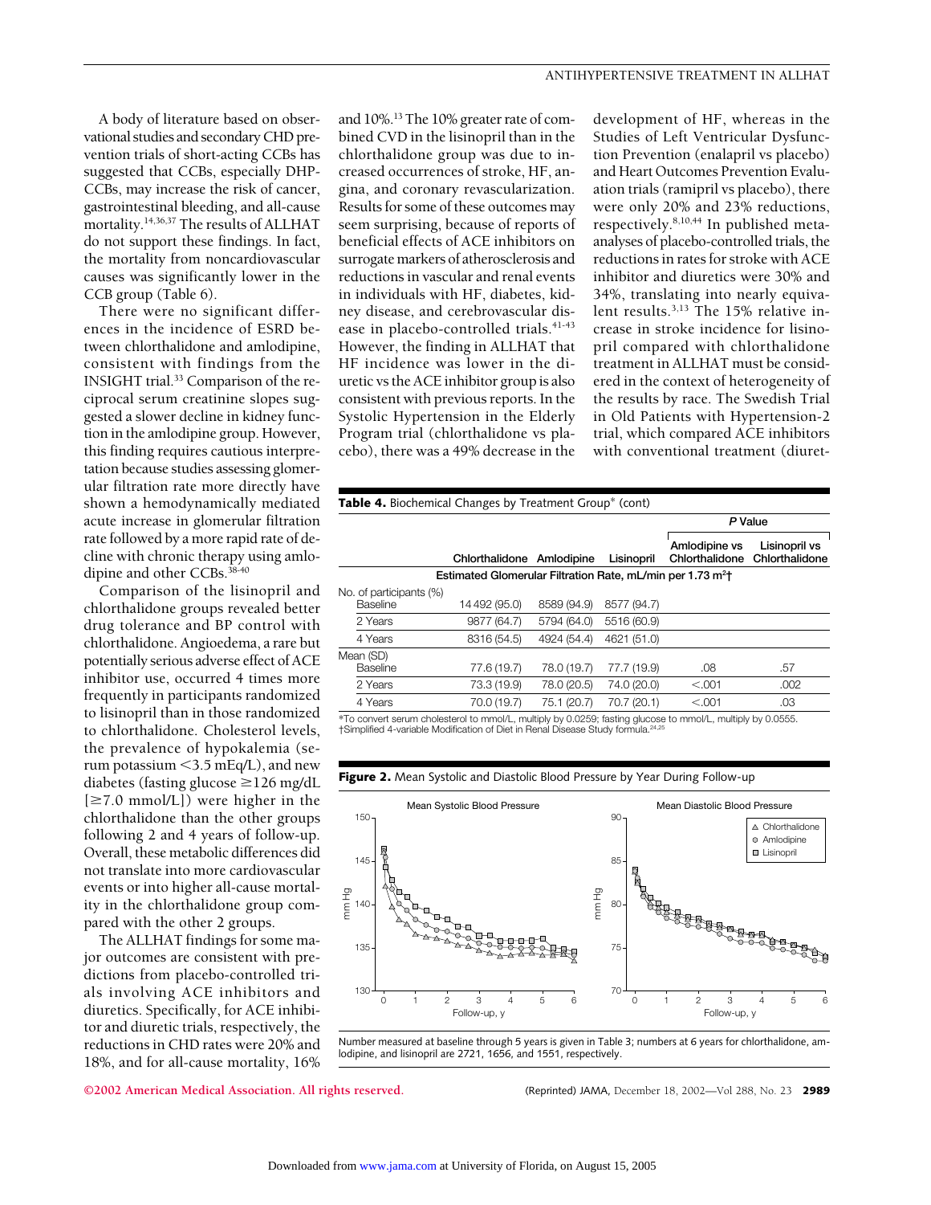A body of literature based on observational studies and secondary CHD prevention trials of short-acting CCBs has suggested that CCBs, especially DHP-CCBs, may increase the risk of cancer, gastrointestinal bleeding, and all-cause mortality.[14,36,37] The results of ALLHAT do not support these findings. In fact, the mortality from noncardiovascular causes was significantly lower in the CCB group (Table 6).

There were no significant differences in the incidence of ESRD between chlorthalidone and amlodipine, consistent with findings from the INSIGHT trial.[33] Comparison of the reciprocal serum creatinine slopes suggested a slower decline in kidney function in the amlodipine group. However, this finding requires cautious interpretation because studies assessing glomerular filtration rate more directly have shown a hemodynamically mediated acute increase in glomerular filtration rate followed by a more rapid rate of decline with chronic therapy using amlodipine and other CCBs.[38-40]

Comparison of the lisinopril and chlorthalidone groups revealed better drug tolerance and BP control with chlorthalidone. Angioedema, a rare but potentially serious adverse effect of ACE inhibitor use, occurred 4 times more frequently in participants randomized to lisinopril than in those randomized to chlorthalidone. Cholesterol levels, the prevalence of hypokalemia (serum potassium <3.5 mEq/L), and new diabetes (fasting glucose ≥126 mg/dL [≥7.0 mmol/L]) were higher in the chlorthalidone than the other groups following 2 and 4 years of follow-up. Overall, these metabolic differences did not translate into more cardiovascular events or into higher all-cause mortality in the chlorthalidone group compared with the other 2 groups.

The ALLHAT findings for some major outcomes are consistent with predictions from placebo-controlled trials involving ACE inhibitors and diuretics. Specifically, for ACE inhibitor and diuretic trials, respectively, the reductions in CHD rates were 20% and 18%, and for all-cause mortality, 16% and 10%.[13] The 10% greater rate of combined CVD in the lisinopril than in the chlorthalidone group was due to increased occurrences of stroke, HF, angina, and coronary revascularization. Results for some of these outcomes may seem surprising, because of reports of beneficial effects of ACE inhibitors on surrogate markers of atherosclerosis and reductions in vascular and renal events in individuals with HF, diabetes, kidney disease, and cerebrovascular disease in placebo-controlled trials.[41-43] However, the finding in ALLHAT that HF incidence was lower in the diuretic vs the ACE inhibitor group is also consistent with previous reports. In the Systolic Hypertension in the Elderly Program trial (chlorthalidone vs placebo), there was a 49% decrease in the development of HF, whereas in the Studies of Left Ventricular Dysfunction Prevention (enalapril vs placebo) and Heart Outcomes Prevention Evaluation trials (ramipril vs placebo), there were only 20% and 23% reductions, respectively.[8,10,44] In published meta-analyses of placebo-controlled trials, the reductions in rates for stroke with ACE inhibitor and diuretics were 30% and 34%, translating into nearly equivalent results.[3,13] The 15% relative increase in stroke incidence for lisinopril compared with chlorthalidone treatment in ALLHAT must be considered in the context of heterogeneity of the results by race. The Swedish Trial in Old Patients with Hypertension-2 trial, which compared ACE inhibitors with conventional treatment (diuret-

**Table 4.** Biochemical Changes by Treatment Group* (cont)

| | Chlorthalidone | Amlodipine | Lisinopril | *P* Value: Amlodipine vs Chlorthalidone | *P* Value: Lisinopril vs Chlorthalidone |
|---|---|---|---|---|---|
| **Estimated Glomerular Filtration Rate, mL/min per 1.73 m²†** | | | | | |
| No. of participants (%) | | | | | |
| Baseline | 14 492 (95.0) | 8589 (94.9) | 8577 (94.7) | | |
| 2 Years | 9877 (64.7) | 5794 (64.0) | 5516 (60.9) | | |
| 4 Years | 8316 (54.5) | 4924 (54.4) | 4621 (51.0) | | |
| Mean (SD) | | | | | |
| Baseline | 77.6 (19.7) | 78.0 (19.7) | 77.7 (19.9) | .08 | .57 |
| 2 Years | 73.3 (19.9) | 78.0 (20.5) | 74.0 (20.0) | <.001 | .002 |
| 4 Years | 70.0 (19.7) | 75.1 (20.7) | 70.7 (20.1) | <.001 | .03 |

*To convert serum cholesterol to mmol/L, multiply by 0.0259; fasting glucose to mmol/L, multiply by 0.0555.
†Simplified 4-variable Modification of Diet in Renal Disease Study formula.[24,25]

**Figure 2.** Mean Systolic and Diastolic Blood Pressure by Year During Follow-up

Number measured at baseline through 5 years is given in Table 3; numbers at 6 years for chlorthalidone, amlodipine, and lisinopril are 2721, 1656, and 1551, respectively.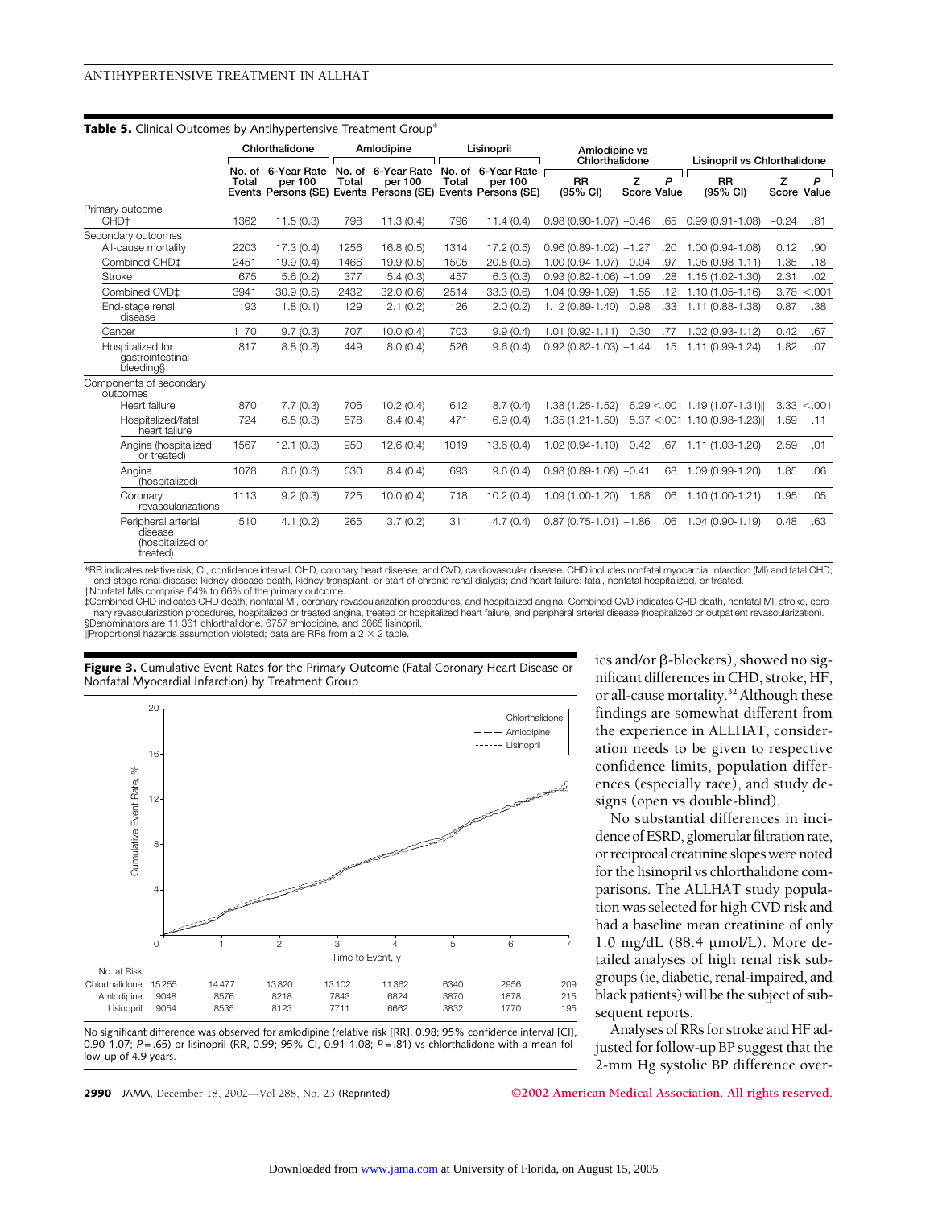**Table 5.** Clinical Outcomes by Antihypertensive Treatment Group*

| | Chlorthalidone | | Amlodipine | | Lisinopril | | Amlodipine vs Chlorthalidone | | | Lisinopril vs Chlorthalidone | | |
|---|---|---|---|---|---|---|---|---|---|---|---|---|
| | No. of Total Events | 6-Year Rate per 100 Persons (SE) | No. of Total Events | 6-Year Rate per 100 Persons (SE) | No. of Total Events | 6-Year Rate per 100 Persons (SE) | RR (95% CI) | Z Score | P Value | RR (95% CI) | Z Score | P Value |
| **Primary outcome** | | | | | | | | | | | | |
| CHD† | 1362 | 11.5 (0.3) | 798 | 11.3 (0.4) | 796 | 11.4 (0.4) | 0.98 (0.90-1.07) | −0.46 | .65 | 0.99 (0.91-1.08) | −0.24 | .81 |
| **Secondary outcomes** | | | | | | | | | | | | |
| All-cause mortality | 2203 | 17.3 (0.4) | 1256 | 16.8 (0.5) | 1314 | 17.2 (0.5) | 0.96 (0.89-1.02) | −1.27 | .20 | 1.00 (0.94-1.08) | 0.12 | .90 |
| Combined CHD‡ | 2451 | 19.9 (0.4) | 1466 | 19.9 (0.5) | 1505 | 20.8 (0.5) | 1.00 (0.94-1.07) | 0.04 | .97 | 1.05 (0.98-1.11) | 1.35 | .18 |
| Stroke | 675 | 5.6 (0.2) | 377 | 5.4 (0.3) | 457 | 6.3 (0.3) | 0.93 (0.82-1.06) | −1.09 | .28 | 1.15 (1.02-1.30) | 2.31 | .02 |
| Combined CVD‡ | 3941 | 30.9 (0.5) | 2432 | 32.0 (0.6) | 2514 | 33.3 (0.6) | 1.04 (0.99-1.09) | 1.55 | .12 | 1.10 (1.05-1.16) | 3.78 | <.001 |
| End-stage renal disease | 193 | 1.8 (0.1) | 129 | 2.1 (0.2) | 126 | 2.0 (0.2) | 1.12 (0.89-1.40) | 0.98 | .33 | 1.11 (0.88-1.38) | 0.87 | .38 |
| Cancer | 1170 | 9.7 (0.3) | 707 | 10.0 (0.4) | 703 | 9.9 (0.4) | 1.01 (0.92-1.11) | 0.30 | .77 | 1.02 (0.93-1.12) | 0.42 | .67 |
| Hospitalized for gastrointestinal bleeding§ | 817 | 8.8 (0.3) | 449 | 8.0 (0.4) | 526 | 9.6 (0.4) | 0.92 (0.82-1.03) | −1.44 | .15 | 1.11 (0.99-1.24) | 1.82 | .07 |
| **Components of secondary outcomes** | | | | | | | | | | | | |
| Heart failure | 870 | 7.7 (0.3) | 706 | 10.2 (0.4) | 612 | 8.7 (0.4) | 1.38 (1.25-1.52) | 6.29 | <.001 | 1.19 (1.07-1.31)∥ | 3.33 | <.001 |
| Hospitalized/fatal heart failure | 724 | 6.5 (0.3) | 578 | 8.4 (0.4) | 471 | 6.9 (0.4) | 1.35 (1.21-1.50) | 5.37 | <.001 | 1.10 (0.98-1.23)∥ | 1.59 | .11 |
| Angina (hospitalized or treated) | 1567 | 12.1 (0.3) | 950 | 12.6 (0.4) | 1019 | 13.6 (0.4) | 1.02 (0.94-1.10) | 0.42 | .67 | 1.11 (1.03-1.20) | 2.59 | .01 |
| Angina (hospitalized) | 1078 | 8.6 (0.3) | 630 | 8.4 (0.4) | 693 | 9.6 (0.4) | 0.98 (0.89-1.08) | −0.41 | .68 | 1.09 (0.99-1.20) | 1.85 | .06 |
| Coronary revascularizations | 1113 | 9.2 (0.3) | 725 | 10.0 (0.4) | 718 | 10.2 (0.4) | 1.09 (1.00-1.20) | 1.88 | .06 | 1.10 (1.00-1.21) | 1.95 | .05 |
| Peripheral arterial disease (hospitalized or treated) | 510 | 4.1 (0.2) | 265 | 3.7 (0.2) | 311 | 4.7 (0.4) | 0.87 (0.75-1.01) | −1.86 | .06 | 1.04 (0.90-1.19) | 0.48 | .63 |

*RR indicates relative risk; CI, confidence interval; CHD, coronary heart disease; and CVD, cardiovascular disease. CHD includes nonfatal myocardial infarction (MI) and fatal CHD; end-stage renal disease: kidney disease death, kidney transplant, or start of chronic renal dialysis; and heart failure: fatal, nonfatal hospitalized, or treated.
†Nonfatal MIs comprise 64% to 66% of the primary outcome.
‡Combined CHD indicates CHD death, nonfatal MI, coronary revascularization procedures, and hospitalized angina. Combined CVD indicates CHD death, nonfatal MI, stroke, coronary revascularization procedures, hospitalized or treated angina, treated or hospitalized heart failure, and peripheral arterial disease (hospitalized or outpatient revascularization).
§Denominators are 11 361 chlorthalidone, 6757 amlodipine, and 6665 lisinopril.
∥Proportional hazards assumption violated; data are RRs from a 2 × 2 table.

**Figure 3.** Cumulative Event Rates for the Primary Outcome (Fatal Coronary Heart Disease or Nonfatal Myocardial Infarction) by Treatment Group

| No. at Risk | 0 | 1 | 2 | 3 | 4 | 5 | 6 | 7 |
|---|---|---|---|---|---|---|---|---|
| Chlorthalidone | 15 255 | 14 477 | 13 820 | 13 102 | 11 362 | 6340 | 2956 | 209 |
| Amlodipine | 9048 | 8576 | 8218 | 7843 | 6824 | 3870 | 1878 | 215 |
| Lisinopril | 9054 | 8535 | 8123 | 7711 | 6662 | 3832 | 1770 | 195 |

No significant difference was observed for amlodipine (relative risk [RR], 0.98; 95% confidence interval [CI], 0.90-1.07; $P = .65$) or lisinopril (RR, 0.99; 95% CI, 0.91-1.08; $P = .81$) vs chlorthalidone with a mean follow-up of 4.9 years.

ics and/or β-blockers), showed no significant differences in CHD, stroke, HF, or all-cause mortality.[32] Although these findings are somewhat different from the experience in ALLHAT, consideration needs to be given to respective confidence limits, population differences (especially race), and study designs (open vs double-blind).

No substantial differences in incidence of ESRD, glomerular filtration rate, or reciprocal creatinine slopes were noted for the lisinopril vs chlorthalidone comparisons. The ALLHAT study population was selected for high CVD risk and had a baseline mean creatinine of only 1.0 mg/dL (88.4 μmol/L). More detailed analyses of high renal risk subgroups (ie, diabetic, renal-impaired, and black patients) will be the subject of subsequent reports.

Analyses of RRs for stroke and HF adjusted for follow-up BP suggest that the 2-mm Hg systolic BP difference over-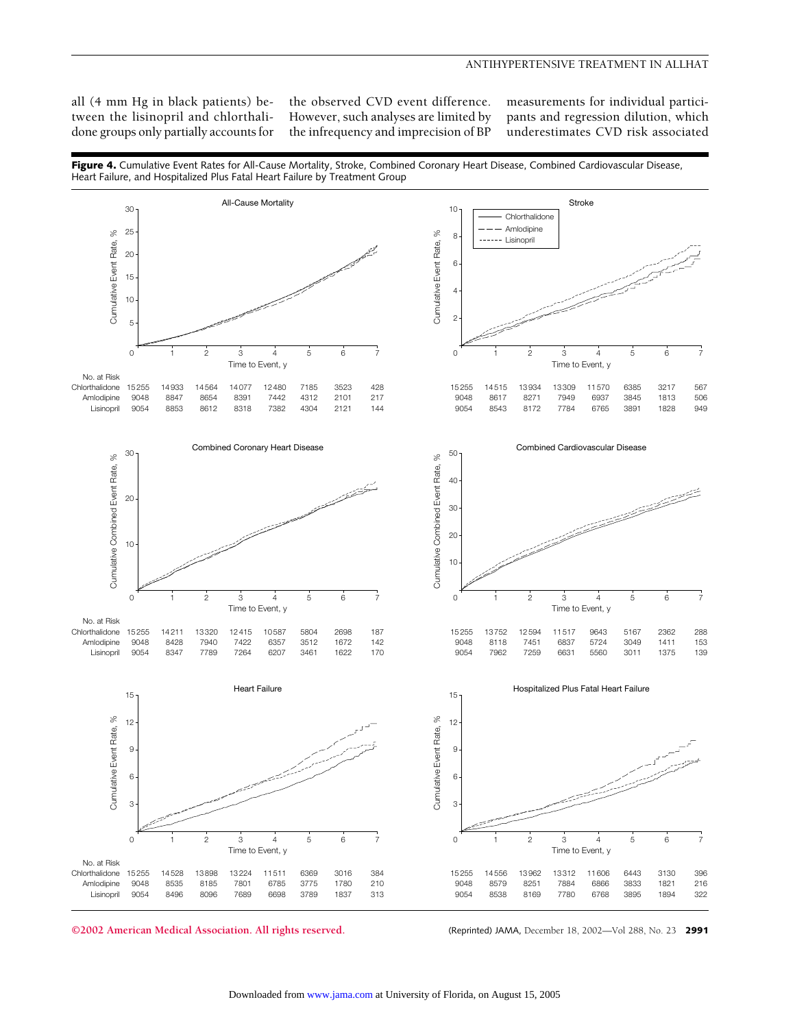all (4 mm Hg in black patients) between the lisinopril and chlorthalidone groups only partially accounts for the observed CVD event difference. However, such analyses are limited by the infrequency and imprecision of BP measurements for individual participants and regression dilution, which underestimates CVD risk associated

**Figure 4.** Cumulative Event Rates for All-Cause Mortality, Stroke, Combined Coronary Heart Disease, Combined Cardiovascular Disease, Heart Failure, and Hospitalized Plus Fatal Heart Failure by Treatment Group

**All-Cause Mortality** — No. at Risk

| Time to Event, y | 0 | 1 | 2 | 3 | 4 | 5 | 6 | 7 |
|---|---|---|---|---|---|---|---|---|
| Chlorthalidone | 15255 | 14933 | 14564 | 14077 | 12480 | 7185 | 3523 | 428 |
| Amlodipine | 9048 | 8847 | 8654 | 8391 | 7442 | 4312 | 2101 | 217 |
| Lisinopril | 9054 | 8853 | 8612 | 8318 | 7382 | 4304 | 2121 | 144 |

**Stroke** — No. at Risk

| Time to Event, y | 0 | 1 | 2 | 3 | 4 | 5 | 6 | 7 |
|---|---|---|---|---|---|---|---|---|
| Chlorthalidone | 15255 | 14515 | 13934 | 13309 | 11570 | 6385 | 3217 | 567 |
| Amlodipine | 9048 | 8617 | 8271 | 7949 | 6937 | 3845 | 1813 | 506 |
| Lisinopril | 9054 | 8543 | 8172 | 7784 | 6765 | 3891 | 1828 | 949 |

**Combined Coronary Heart Disease** — No. at Risk

| Time to Event, y | 0 | 1 | 2 | 3 | 4 | 5 | 6 | 7 |
|---|---|---|---|---|---|---|---|---|
| Chlorthalidone | 15255 | 14211 | 13320 | 12415 | 10587 | 5804 | 2698 | 187 |
| Amlodipine | 9048 | 8428 | 7940 | 7422 | 6357 | 3512 | 1672 | 142 |
| Lisinopril | 9054 | 8347 | 7789 | 7264 | 6207 | 3461 | 1622 | 170 |

**Combined Cardiovascular Disease** — No. at Risk

| Time to Event, y | 0 | 1 | 2 | 3 | 4 | 5 | 6 | 7 |
|---|---|---|---|---|---|---|---|---|
| Chlorthalidone | 15255 | 13752 | 12594 | 11517 | 9643 | 5167 | 2362 | 288 |
| Amlodipine | 9048 | 8118 | 7451 | 6837 | 5724 | 3049 | 1411 | 153 |
| Lisinopril | 9054 | 7962 | 7259 | 6631 | 5560 | 3011 | 1375 | 139 |

**Heart Failure** — No. at Risk

| Time to Event, y | 0 | 1 | 2 | 3 | 4 | 5 | 6 | 7 |
|---|---|---|---|---|---|---|---|---|
| Chlorthalidone | 15255 | 14528 | 13898 | 13224 | 11511 | 6369 | 3016 | 384 |
| Amlodipine | 9048 | 8535 | 8185 | 7801 | 6785 | 3775 | 1780 | 210 |
| Lisinopril | 9054 | 8496 | 8096 | 7689 | 6698 | 3789 | 1837 | 313 |

**Hospitalized Plus Fatal Heart Failure** — No. at Risk

| Time to Event, y | 0 | 1 | 2 | 3 | 4 | 5 | 6 | 7 |
|---|---|---|---|---|---|---|---|---|
| Chlorthalidone | 15255 | 14556 | 13962 | 13312 | 11606 | 6443 | 3130 | 396 |
| Amlodipine | 9048 | 8579 | 8251 | 7884 | 6866 | 3833 | 1821 | 216 |
| Lisinopril | 9054 | 8538 | 8169 | 7780 | 6768 | 3895 | 1894 | 322 |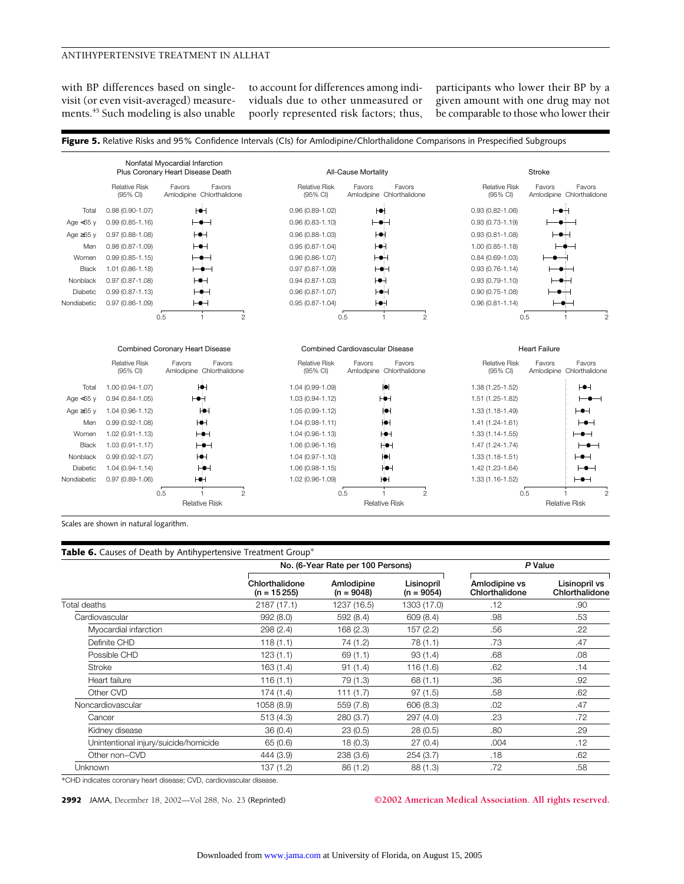with BP differences based on single-visit (or even visit-averaged) measurements.[45] Such modeling is also unable to account for differences among individuals due to other unmeasured or poorly represented risk factors; thus, participants who lower their BP by a given amount with one drug may not be comparable to those who lower their

**Figure 5.** Relative Risks and 95% Confidence Intervals (CIs) for Amlodipine/Chlorthalidone Comparisons in Prespecified Subgroups

| Subgroup | Nonfatal Myocardial Infarction Plus Coronary Heart Disease Death, Relative Risk (95% CI) | All-Cause Mortality, Relative Risk (95% CI) | Stroke, Relative Risk (95% CI) |
|---|---|---|---|
| Total | 0.98 (0.90-1.07) | 0.96 (0.89-1.02) | 0.93 (0.82-1.06) |
| Age <65 y | 0.99 (0.85-1.16) | 0.96 (0.83-1.10) | 0.93 (0.73-1.19) |
| Age ≥65 y | 0.97 (0.88-1.08) | 0.96 (0.88-1.03) | 0.93 (0.81-1.08) |
| Men | 0.98 (0.87-1.09) | 0.95 (0.87-1.04) | 1.00 (0.85-1.18) |
| Women | 0.99 (0.85-1.15) | 0.96 (0.86-1.07) | 0.84 (0.69-1.03) |
| Black | 1.01 (0.86-1.18) | 0.97 (0.87-1.09) | 0.93 (0.76-1.14) |
| Nonblack | 0.97 (0.87-1.08) | 0.94 (0.87-1.03) | 0.93 (0.79-1.10) |
| Diabetic | 0.99 (0.87-1.13) | 0.96 (0.87-1.07) | 0.90 (0.75-1.08) |
| Nondiabetic | 0.97 (0.86-1.09) | 0.95 (0.87-1.04) | 0.96 (0.81-1.14) |

| Subgroup | Combined Coronary Heart Disease, Relative Risk (95% CI) | Combined Cardiovascular Disease, Relative Risk (95% CI) | Heart Failure, Relative Risk (95% CI) |
|---|---|---|---|
| Total | 1.00 (0.94-1.07) | 1.04 (0.99-1.09) | 1.38 (1.25-1.52) |
| Age <65 y | 0.94 (0.84-1.05) | 1.03 (0.94-1.12) | 1.51 (1.25-1.82) |
| Age ≥65 y | 1.04 (0.96-1.12) | 1.05 (0.99-1.12) | 1.33 (1.18-1.49) |
| Men | 0.99 (0.92-1.08) | 1.04 (0.98-1.11) | 1.41 (1.24-1.61) |
| Women | 1.02 (0.91-1.13) | 1.04 (0.96-1.13) | 1.33 (1.14-1.55) |
| Black | 1.03 (0.91-1.17) | 1.06 (0.96-1.16) | 1.47 (1.24-1.74) |
| Nonblack | 0.99 (0.92-1.07) | 1.04 (0.97-1.10) | 1.33 (1.18-1.51) |
| Diabetic | 1.04 (0.94-1.14) | 1.06 (0.98-1.15) | 1.42 (1.23-1.64) |
| Nondiabetic | 0.97 (0.89-1.06) | 1.02 (0.96-1.09) | 1.33 (1.16-1.52) |

Relative Risk axis: 0.5, 1, 2. Favors Amlodipine / Favors Chlorthalidone.

Scales are shown in natural logarithm.

**Table 6.** Causes of Death by Antihypertensive Treatment Group*

| | No. (6-Year Rate per 100 Persons) | | | *P* Value | |
|---|---|---|---|---|---|
| | Chlorthalidone (n = 15 255) | Amlodipine (n = 9048) | Lisinopril (n = 9054) | Amlodipine vs Chlorthalidone | Lisinopril vs Chlorthalidone |
| Total deaths | 2187 (17.1) | 1237 (16.5) | 1303 (17.0) | .12 | .90 |
| Cardiovascular | 992 (8.0) | 592 (8.4) | 609 (8.4) | .98 | .53 |
| Myocardial infarction | 298 (2.4) | 168 (2.3) | 157 (2.2) | .56 | .22 |
| Definite CHD | 118 (1.1) | 74 (1.2) | 78 (1.1) | .73 | .47 |
| Possible CHD | 123 (1.1) | 69 (1.1) | 93 (1.4) | .68 | .08 |
| Stroke | 163 (1.4) | 91 (1.4) | 116 (1.6) | .62 | .14 |
| Heart failure | 116 (1.1) | 79 (1.3) | 68 (1.1) | .36 | .92 |
| Other CVD | 174 (1.4) | 111 (1.7) | 97 (1.5) | .58 | .62 |
| Noncardiovascular | 1058 (8.9) | 559 (7.8) | 606 (8.3) | .02 | .47 |
| Cancer | 513 (4.3) | 280 (3.7) | 297 (4.0) | .23 | .72 |
| Kidney disease | 36 (0.4) | 23 (0.5) | 28 (0.5) | .80 | .29 |
| Unintentional injury/suicide/homicide | 65 (0.6) | 18 (0.3) | 27 (0.4) | .004 | .12 |
| Other non–CVD | 444 (3.9) | 238 (3.6) | 254 (3.7) | .18 | .62 |
| Unknown | 137 (1.2) | 86 (1.2) | 88 (1.3) | .72 | .58 |

*CHD indicates coronary heart disease; CVD, cardiovascular disease.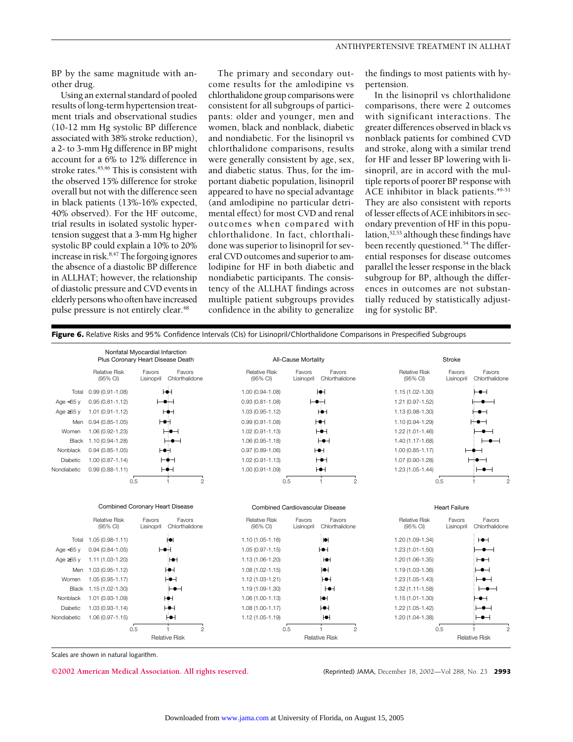BP by the same magnitude with another drug.

Using an external standard of pooled results of long-term hypertension treatment trials and observational studies (10-12 mm Hg systolic BP difference associated with 38% stroke reduction), a 2- to 3-mm Hg difference in BP might account for a 6% to 12% difference in stroke rates.[45,46] This is consistent with the observed 15% difference for stroke overall but not with the difference seen in black patients (13%-16% expected, 40% observed). For the HF outcome, trial results in isolated systolic hypertension suggest that a 3-mm Hg higher systolic BP could explain a 10% to 20% increase in risk.[8,47] The forgoing ignores the absence of a diastolic BP difference in ALLHAT; however, the relationship of diastolic pressure and CVD events in elderly persons who often have increased pulse pressure is not entirely clear.[48]

The primary and secondary outcome results for the amlodipine vs chlorthalidone group comparisons were consistent for all subgroups of participants: older and younger, men and women, black and nonblack, diabetic and nondiabetic. For the lisinopril vs chlorthalidone comparisons, results were generally consistent by age, sex, and diabetic status. Thus, for the important diabetic population, lisinopril appeared to have no special advantage (and amlodipine no particular detrimental effect) for most CVD and renal outcomes when compared with chlorthalidone. In fact, chlorthalidone was superior to lisinopril for several CVD outcomes and superior to amlodipine for HF in both diabetic and nondiabetic participants. The consistency of the ALLHAT findings across multiple patient subgroups provides confidence in the ability to generalize the findings to most patients with hypertension.

In the lisinopril vs chlorthalidone comparisons, there were 2 outcomes with significant interactions. The greater differences observed in black vs nonblack patients for combined CVD and stroke, along with a similar trend for HF and lesser BP lowering with lisinopril, are in accord with the multiple reports of poorer BP response with ACE inhibitor in black patients.[49-51] They are also consistent with reports of lesser effects of ACE inhibitors in secondary prevention of HF in this population,[52,53] although these findings have been recently questioned.[54] The differential responses for disease outcomes parallel the lesser response in the black subgroup for BP, although the differences in outcomes are not substantially reduced by statistically adjusting for systolic BP.

**Figure 6.** Relative Risks and 95% Confidence Intervals (CIs) for Lisinopril/Chlorthalidone Comparisons in Prespecified Subgroups

| Subgroup | Nonfatal Myocardial Infarction Plus Coronary Heart Disease Death, Relative Risk (95% CI) | All-Cause Mortality, Relative Risk (95% CI) | Stroke, Relative Risk (95% CI) |
| --- | --- | --- | --- |
| Total | 0.99 (0.91-1.08) | 1.00 (0.94-1.08) | 1.15 (1.02-1.30) |
| Age <65 y | 0.95 (0.81-1.12) | 0.93 (0.81-1.08) | 1.21 (0.97-1.52) |
| Age ≥65 y | 1.01 (0.91-1.12) | 1.03 (0.95-1.12) | 1.13 (0.98-1.30) |
| Men | 0.94 (0.85-1.05) | 0.99 (0.91-1.08) | 1.10 (0.94-1.29) |
| Women | 1.06 (0.92-1.23) | 1.02 (0.91-1.13) | 1.22 (1.01-1.46) |
| Black | 1.10 (0.94-1.28) | 1.06 (0.95-1.18) | 1.40 (1.17-1.68) |
| Nonblack | 0.94 (0.85-1.05) | 0.97 (0.89-1.06) | 1.00 (0.85-1.17) |
| Diabetic | 1.00 (0.87-1.14) | 1.02 (0.91-1.13) | 1.07 (0.90-1.28) |
| Nondiabetic | 0.99 (0.88-1.11) | 1.00 (0.91-1.09) | 1.23 (1.05-1.44) |

| Subgroup | Combined Coronary Heart Disease, Relative Risk (95% CI) | Combined Cardiovascular Disease, Relative Risk (95% CI) | Heart Failure, Relative Risk (95% CI) |
| --- | --- | --- | --- |
| Total | 1.05 (0.98-1.11) | 1.10 (1.05-1.16) | 1.20 (1.09-1.34) |
| Age <65 y | 0.94 (0.84-1.05) | 1.05 (0.97-1.15) | 1.23 (1.01-1.50) |
| Age ≥65 y | 1.11 (1.03-1.20) | 1.13 (1.06-1.20) | 1.20 (1.06-1.35) |
| Men | 1.03 (0.95-1.12) | 1.08 (1.02-1.15) | 1.19 (1.03-1.36) |
| Women | 1.05 (0.95-1.17) | 1.12 (1.03-1.21) | 1.23 (1.05-1.43) |
| Black | 1.15 (1.02-1.30) | 1.19 (1.09-1.30) | 1.32 (1.11-1.58) |
| Nonblack | 1.01 (0.93-1.09) | 1.06 (1.00-1.13) | 1.15 (1.01-1.30) |
| Diabetic | 1.03 (0.93-1.14) | 1.08 (1.00-1.17) | 1.22 (1.05-1.42) |
| Nondiabetic | 1.06 (0.97-1.15) | 1.12 (1.05-1.19) | 1.20 (1.04-1.38) |

Relative risk axis (0.5, 1, 2): values <1 favor lisinopril; values >1 favor chlorthalidone.

Scales are shown in natural logarithm.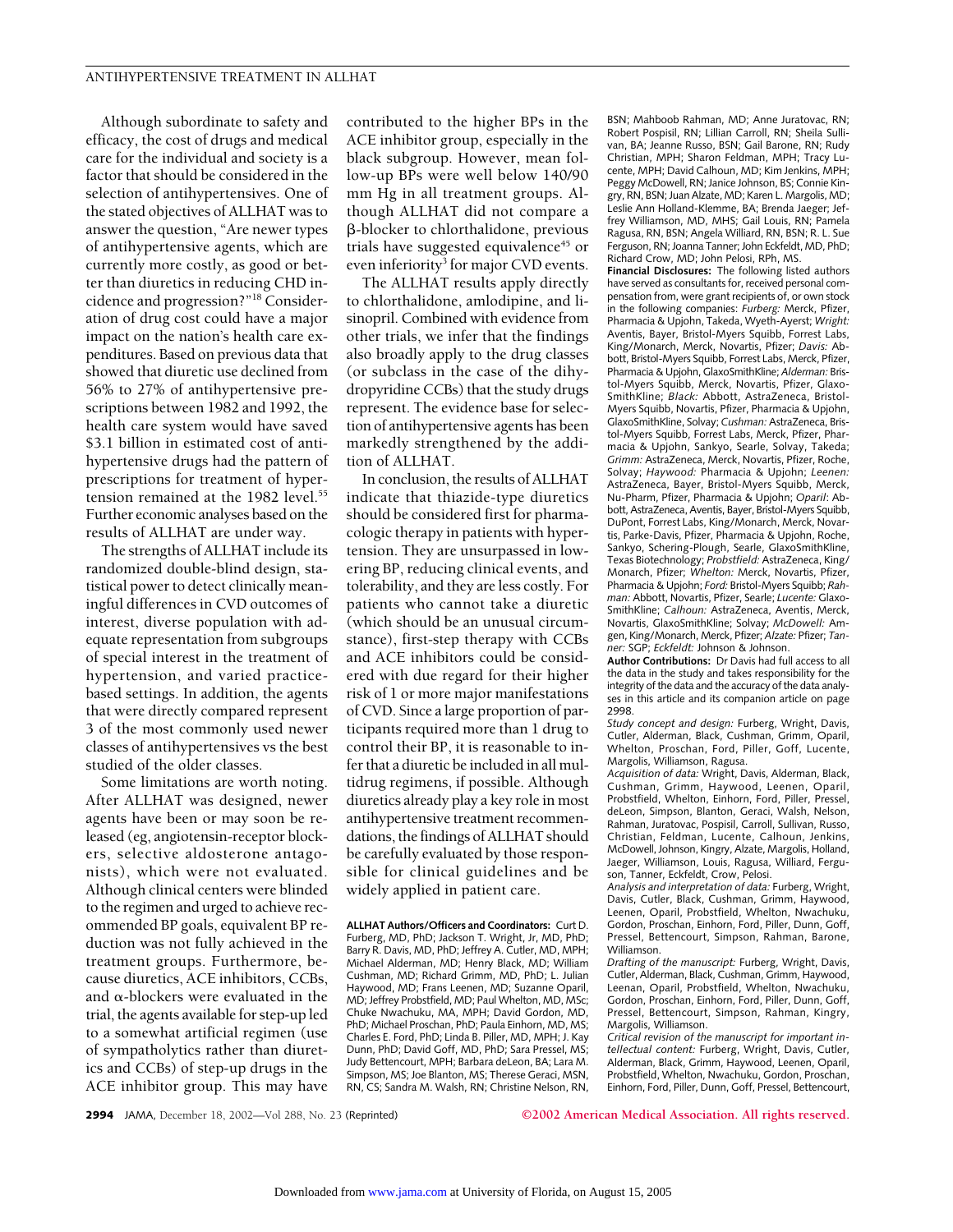Although subordinate to safety and efficacy, the cost of drugs and medical care for the individual and society is a factor that should be considered in the selection of antihypertensives. One of the stated objectives of ALLHAT was to answer the question, "Are newer types of antihypertensive agents, which are currently more costly, as good or better than diuretics in reducing CHD incidence and progression?"[18] Consideration of drug cost could have a major impact on the nation's health care expenditures. Based on previous data that showed that diuretic use declined from 56% to 27% of antihypertensive prescriptions between 1982 and 1992, the health care system would have saved $3.1 billion in estimated cost of antihypertensive drugs had the pattern of prescriptions for treatment of hypertension remained at the 1982 level.[55] Further economic analyses based on the results of ALLHAT are under way.

The strengths of ALLHAT include its randomized double-blind design, statistical power to detect clinically meaningful differences in CVD outcomes of interest, diverse population with adequate representation from subgroups of special interest in the treatment of hypertension, and varied practice-based settings. In addition, the agents that were directly compared represent 3 of the most commonly used newer classes of antihypertensives vs the best studied of the older classes.

Some limitations are worth noting. After ALLHAT was designed, newer agents have been or may soon be released (eg, angiotensin-receptor blockers, selective aldosterone antagonists), which were not evaluated. Although clinical centers were blinded to the regimen and urged to achieve recommended BP goals, equivalent BP reduction was not fully achieved in the treatment groups. Furthermore, because diuretics, ACE inhibitors, CCBs, and α-blockers were evaluated in the trial, the agents available for step-up led to a somewhat artificial regimen (use of sympatholytics rather than diuretics and CCBs) of step-up drugs in the ACE inhibitor group. This may have contributed to the higher BPs in the ACE inhibitor group, especially in the black subgroup. However, mean follow-up BPs were well below 140/90 mm Hg in all treatment groups. Although ALLHAT did not compare a β-blocker to chlorthalidone, previous trials have suggested equivalence[45] or even inferiority[3] for major CVD events.

The ALLHAT results apply directly to chlorthalidone, amlodipine, and lisinopril. Combined with evidence from other trials, we infer that the findings also broadly apply to the drug classes (or subclass in the case of the dihydropyridine CCBs) that the study drugs represent. The evidence base for selection of antihypertensive agents has been markedly strengthened by the addition of ALLHAT.

In conclusion, the results of ALLHAT indicate that thiazide-type diuretics should be considered first for pharmacologic therapy in patients with hypertension. They are unsurpassed in lowering BP, reducing clinical events, and tolerability, and they are less costly. For patients who cannot take a diuretic (which should be an unusual circumstance), first-step therapy with CCBs and ACE inhibitors could be considered with due regard for their higher risk of 1 or more major manifestations of CVD. Since a large proportion of participants required more than 1 drug to control their BP, it is reasonable to infer that a diuretic be included in all multidrug regimens, if possible. Although diuretics already play a key role in most antihypertensive treatment recommendations, the findings of ALLHAT should be carefully evaluated by those responsible for clinical guidelines and be widely applied in patient care.

**ALLHAT Authors/Officers and Coordinators:** Curt D. Furberg, MD, PhD; Jackson T. Wright, Jr, MD, PhD; Barry R. Davis, MD, PhD; Jeffrey A. Cutler, MD, MPH; Michael Alderman, MD; Henry Black, MD; William Cushman, MD; Richard Grimm, MD, PhD; L. Julian Haywood, MD; Frans Leenen, MD; Suzanne Oparil, MD; Jeffrey Probstfield, MD; Paul Whelton, MD, MSc; Chuke Nwachuku, MA, MPH; David Gordon, MD, PhD; Michael Proschan, PhD; Paula Einhorn, MD, MS; Charles E. Ford, PhD; Linda B. Piller, MD, MPH; J. Kay Dunn, PhD; David Goff, MD, PhD; Sara Pressel, MS; Judy Bettencourt, MPH; Barbara deLeon, BA; Lara M. Simpson, MS; Joe Blanton, MS; Therese Geraci, MSN, RN, CS; Sandra M. Walsh, RN; Christine Nelson, RN, BSN; Mahboob Rahman, MD; Anne Juratovac, RN; Robert Pospisil, RN; Lillian Carroll, RN; Sheila Sullivan, BA; Jeanne Russo, BSN; Gail Barone, RN; Rudy Christian, MPH; Sharon Feldman, MPH; Tracy Lucente, MPH; David Calhoun, MD; Kim Jenkins, MPH; Peggy McDowell, RN; Janice Johnson, BS; Connie Kingry, RN, BSN; Juan Alzate, MD; Karen L. Margolis, MD; Leslie Ann Holland-Klemme, BA; Brenda Jaeger; Jeffrey Williamson, MD, MHS; Gail Louis, RN; Pamela Ragusa, RN, BSN; Angela Williard, RN, BSN; R. L. Sue Ferguson, RN; Joanna Tanner; John Eckfeldt, MD, PhD; Richard Crow, MD; John Pelosi, RPh, MS.

**Financial Disclosures:** The following listed authors have served as consultants for, received personal compensation from, were grant recipients of, or own stock in the following companies: *Furberg:* Merck, Pfizer, Pharmacia & Upjohn, Takeda, Wyeth-Ayerst; *Wright:* Aventis, Bayer, Bristol-Myers Squibb, Forrest Labs, King/Monarch, Merck, Novartis, Pfizer; *Davis:* Abbott, Bristol-Myers Squibb, Forrest Labs, Merck, Pfizer, Pharmacia & Upjohn, GlaxoSmithKline; *Alderman:* Bristol-Myers Squibb, Merck, Novartis, Pfizer, GlaxoSmithKline; *Black:* Abbott, AstraZeneca, Bristol-Myers Squibb, Novartis, Pfizer, Pharmacia & Upjohn, GlaxoSmithKline, Solvay; *Cushman:* AstraZeneca, Bristol-Myers Squibb, Forrest Labs, Merck, Pfizer, Pharmacia & Upjohn, Sankyo, Searle, Solvay, Takeda; *Grimm:* AstraZeneca, Merck, Novartis, Pfizer, Roche, Solvay; *Haywood:* Pharmacia & Upjohn; *Leenen:* AstraZeneca, Bayer, Bristol-Myers Squibb, Merck, Nu-Pharm, Pfizer, Pharmacia & Upjohn; *Oparil:* Abbott, AstraZeneca, Aventis, Bayer, Bristol-Myers Squibb, DuPont, Forrest Labs, King/Monarch, Merck, Novartis, Parke-Davis, Pfizer, Pharmacia & Upjohn, Roche, Sankyo, Schering-Plough, Searle, GlaxoSmithKline, Texas Biotechnology; *Probstfield:* AstraZeneca, King/Monarch, Pfizer; *Whelton:* Merck, Novartis, Pfizer, Pharmacia & Upjohn; *Ford:* Bristol-Myers Squibb; *Rahman:* Abbott, Novartis, Pfizer, Searle; *Lucente:* GlaxoSmithKline; *Calhoun:* AstraZeneca, Aventis, Merck, Novartis, GlaxoSmithKline; Solvay; *McDowell:* Amgen, King/Monarch, Merck, Pfizer; *Alzate:* Pfizer; *Tanner:* SGP; *Eckfeldt:* Johnson & Johnson.

**Author Contributions:** Dr Davis had full access to all the data in the study and takes responsibility for the integrity of the data and the accuracy of the data analyses in this article and its companion article on page 2998.

*Study concept and design:* Furberg, Wright, Davis, Cutler, Alderman, Black, Cushman, Grimm, Oparil, Whelton, Proschan, Ford, Piller, Goff, Lucente, Margolis, Williamson, Ragusa.

*Acquisition of data:* Wright, Davis, Alderman, Black, Cushman, Grimm, Haywood, Leenen, Oparil, Probstfield, Whelton, Einhorn, Ford, Piller, Pressel, deLeon, Simpson, Blanton, Geraci, Walsh, Nelson, Rahman, Juratovac, Pospisil, Carroll, Sullivan, Russo, Christian, Feldman, Lucente, Calhoun, Jenkins, McDowell, Johnson, Kingry, Alzate, Margolis, Holland, Jaeger, Williamson, Louis, Ragusa, Williard, Ferguson, Tanner, Eckfeldt, Crow, Pelosi.

*Analysis and interpretation of data:* Furberg, Wright, Davis, Cutler, Black, Cushman, Grimm, Haywood, Leenen, Oparil, Probstfield, Whelton, Nwachuku, Gordon, Proschan, Einhorn, Ford, Piller, Dunn, Goff, Pressel, Bettencourt, Simpson, Rahman, Barone, Williamson.

*Drafting of the manuscript:* Furberg, Wright, Davis, Cutler, Alderman, Black, Cushman, Grimm, Haywood, Leenan, Oparil, Probstfield, Whelton, Nwachuku, Gordon, Proschan, Einhorn, Ford, Piller, Dunn, Goff, Pressel, Bettencourt, Simpson, Rahman, Kingry, Margolis, Williamson.

*Critical revision of the manuscript for important intellectual content:* Furberg, Wright, Davis, Cutler, Alderman, Black, Grimm, Haywood, Leenen, Oparil, Probstfield, Whelton, Nwachuku, Gordon, Proschan, Einhorn, Ford, Piller, Dunn, Goff, Pressel, Bettencourt,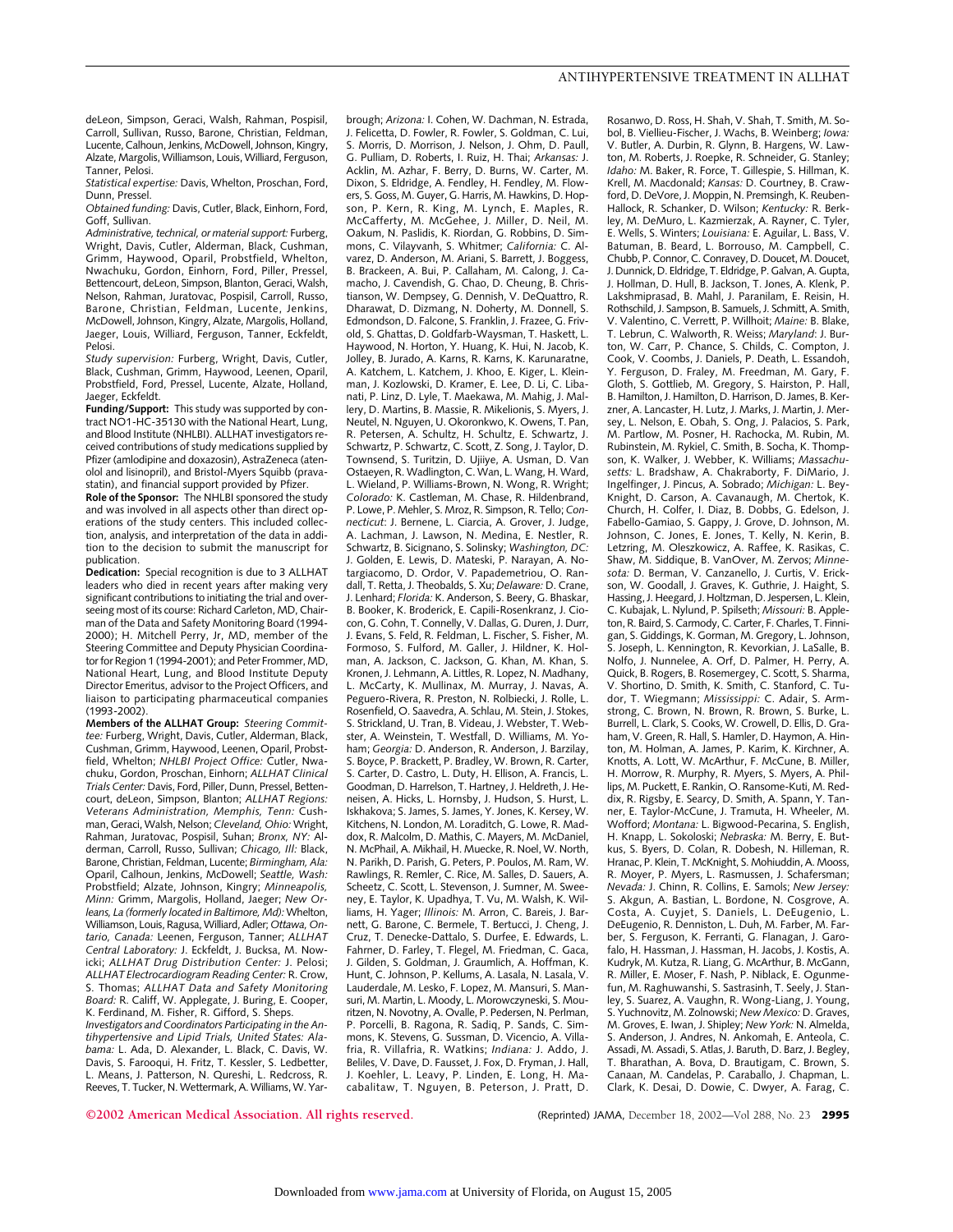deLeon, Simpson, Geraci, Walsh, Rahman, Pospisil, Carroll, Sullivan, Russo, Barone, Christian, Feldman, Lucente, Calhoun, Jenkins, McDowell, Johnson, Kingry, Alzate, Margolis, Williamson, Louis, Williard, Ferguson, Tanner, Pelosi.

*Statistical expertise:* Davis, Whelton, Proschan, Ford, Dunn, Pressel.

*Obtained funding:* Davis, Cutler, Black, Einhorn, Ford, Goff, Sullivan.

*Administrative, technical, or material support:* Furberg, Wright, Davis, Cutler, Alderman, Black, Cushman, Grimm, Haywood, Oparil, Probstfield, Whelton, Nwachuku, Gordon, Einhorn, Ford, Piller, Pressel, Bettencourt, deLeon, Simpson, Blanton, Geraci, Walsh, Nelson, Rahman, Juratovac, Pospisil, Carroll, Russo, Barone, Christian, Feldman, Lucente, Jenkins, McDowell, Johnson, Kingry, Alzate, Margolis, Holland, Jaeger, Louis, Williard, Ferguson, Tanner, Eckfeldt, Pelosi.

*Study supervision:* Furberg, Wright, Davis, Cutler, Black, Cushman, Grimm, Haywood, Leenen, Oparil, Probstfield, Ford, Pressel, Lucente, Alzate, Holland, Jaeger, Eckfeldt.

**Funding/Support:** This study was supported by contract NO1-HC-35130 with the National Heart, Lung, and Blood Institute (NHLBI). ALLHAT investigators received contributions of study medications supplied by Pfizer (amlodipine and doxazosin), AstraZeneca (atenolol and lisinopril), and Bristol-Myers Squibb (pravastatin), and financial support provided by Pfizer.

**Role of the Sponsor:** The NHLBI sponsored the study and was involved in all aspects other than direct operations of the study centers. This included collection, analysis, and interpretation of the data in addition to the decision to submit the manuscript for publication.

**Dedication:** Special recognition is due to 3 ALLHAT leaders who died in recent years after making very significant contributions to initiating the trial and overseeing most of its course: Richard Carleton, MD, Chairman of the Data and Safety Monitoring Board (1994-2000); H. Mitchell Perry, Jr, MD, member of the Steering Committee and Deputy Physician Coordinator for Region 1 (1994-2001); and Peter Frommer, MD, National Heart, Lung, and Blood Institute Deputy Director Emeritus, advisor to the Project Officers, and liaison to participating pharmaceutical companies (1993-2002).

**Members of the ALLHAT Group:** *Steering Committee:* Furberg, Wright, Davis, Cutler, Alderman, Black, Cushman, Grimm, Haywood, Leenen, Oparil, Probstfield, Whelton; *NHLBI Project Office:* Cutler, Nwachuku, Gordon, Proschan, Einhorn; *ALLHAT Clinical Trials Center:* Davis, Ford, Piller, Dunn, Pressel, Bettencourt, deLeon, Simpson, Blanton; *ALLHAT Regions: Veterans Administration, Memphis, Tenn:* Cushman, Geraci, Walsh, Nelson; *Cleveland, Ohio:* Wright, Rahman, Juratovac, Pospisil, Suhan; *Bronx, NY:* Alderman, Carroll, Russo, Sullivan; *Chicago, Ill:* Black, Barone, Christian, Feldman, Lucente; *Birmingham, Ala:* Oparil, Calhoun, Jenkins, McDowell; *Seattle, Wash:* Probstfield; Alzate, Johnson, Kingry; *Minneapolis, Minn:* Grimm, Margolis, Holland, Jaeger; *New Orleans, La (formerly located in Baltimore, Md):* Whelton, Williamson, Louis, Ragusa, Williard, Adler; *Ottawa, Ontario, Canada:* Leenen, Ferguson, Tanner; *ALLHAT Central Laboratory:* J. Eckfeldt, J. Bucksa, M. Nowicki; *ALLHAT Drug Distribution Center:* J. Pelosi; *ALLHAT Electrocardiogram Reading Center:* R. Crow, S. Thomas; *ALLHAT Data and Safety Monitoring Board:* R. Califf, W. Applegate, J. Buring, E. Cooper, K. Ferdinand, M. Fisher, R. Gifford, S. Sheps.

*Investigators and Coordinators Participating in the Antihypertensive and Lipid Trials, United States: Alabama:* L. Ada, D. Alexander, L. Black, C. Davis, W. Davis, S. Farooqui, H. Fritz, T. Kessler, S. Ledbetter, L. Means, J. Patterson, N. Qureshi, L. Redcross, R. Reeves, T. Tucker, N. Wettermark, A. Williams, W. Yarbrough; *Arizona:* I. Cohen, W. Dachman, N. Estrada, J. Felicetta, D. Fowler, R. Fowler, S. Goldman, C. Lui, S. Morris, D. Morrison, J. Nelson, J. Ohm, D. Paull, G. Pulliam, D. Roberts, I. Ruiz, H. Thai; *Arkansas:* J. Acklin, M. Azhar, F. Berry, D. Burns, W. Carter, M. Dixon, S. Eldridge, A. Fendley, H. Fendley, M. Flowers, S. Goss, M. Guyer, G. Harris, M. Hawkins, D. Hopson, P. Kern, R. King, M. Lynch, E. Maples, R. McCafferty, M. McGehee, J. Miller, D. Neil, M. Oakum, N. Paslidis, K. Riordan, G. Robbins, D. Simmons, C. Vilayvanh, S. Whitmer; *California:* C. Alvarez, D. Anderson, M. Ariani, S. Barrett, J. Boggess, B. Brackeen, A. Bui, P. Callaham, M. Calong, J. Camacho, J. Cavendish, G. Chao, D. Cheung, B. Christianson, W. Dempsey, G. Dennish, V. DeQuattro, R. Dharawat, D. Dizmang, N. Doherty, M. Donnell, S. Edmondson, D. Falcone, S. Franklin, J. Frazee, G. Frivold, S. Ghattas, D. Goldfarb-Waysman, T. Haskett, L. Haywood, N. Horton, Y. Huang, K. Hui, N. Jacob, K. Jolley, B. Jurado, A. Karns, R. Karns, K. Karunaratne, A. Katchem, L. Katchem, J. Khoo, E. Kiger, L. Kleinman, J. Kozlowski, D. Kramer, E. Lee, D. Li, C. Libanati, P. Linz, D. Lyle, T. Maekawa, M. Mahig, J. Mallery, D. Martins, B. Massie, R. Mikelionis, S. Myers, J. Neutel, N. Nguyen, U. Okoronkwo, K. Owens, T. Pan, R. Petersen, A. Schultz, H. Schultz, E. Schwartz, J. Schwartz, P. Schwartz, C. Scott, Z. Song, J. Taylor, D. Townsend, S. Turitzin, D. Ujiiye, A. Usman, D. Van Ostaeyen, R. Wadlington, C. Wan, L. Wang, H. Ward, L. Wieland, P. Williams-Brown, N. Wong, R. Wright; *Colorado:* K. Castleman, M. Chase, R. Hildenbrand, P. Lowe, P. Mehler, S. Mroz, R. Simpson, R. Tello; *Connecticut*: J. Bernene, L. Ciarcia, A. Grover, J. Judge, A. Lachman, J. Lawson, N. Medina, E. Nestler, R. Schwartz, B. Sicignano, S. Solinsky; *Washington, DC:* J. Golden, E. Lewis, D. Mateski, P. Narayan, A. Notargiacomo, D. Ordor, V. Papademetriou, O. Randall, T. Retta, J. Theobalds, S. Xu; *Delaware:* D. Crane, J. Lenhard; *Florida:* K. Anderson, S. Beery, G. Bhaskar, B. Booker, K. Broderick, E. Capili-Rosenkranz, J. Ciocon, G. Cohn, T. Connelly, V. Dallas, G. Duren, J. Durr, J. Evans, S. Feld, R. Feldman, L. Fischer, S. Fisher, M. Formoso, S. Fulford, M. Galler, J. Hildner, K. Holman, A. Jackson, C. Jackson, G. Khan, M. Khan, S. Kronen, J. Lehmann, A. Littles, R. Lopez, N. Madhany, L. McCarty, K. Mullinax, M. Murray, J. Navas, A. Peguero-Rivera, R. Preston, N. Rolbiecki, J. Rolle, L. Rosenfield, O. Saavedra, A. Schlau, M. Stein, J. Stokes, S. Strickland, U. Tran, B. Videau, J. Webster, T. Webster, A. Weinstein, T. Westfall, D. Williams, M. Yoham; *Georgia:* D. Anderson, R. Anderson, J. Barzilay, S. Boyce, P. Brackett, P. Bradley, W. Brown, R. Carter, S. Carter, D. Castro, L. Duty, H. Ellison, A. Francis, L. Goodman, D. Harrelson, T. Hartney, J. Heldreth, J. Heneisen, A. Hicks, L. Hornsby, J. Hudson, S. Hurst, L. Iskhakova; S. James, S. James, Y. Jones, K. Kersey, W. Kitchens, N. London, M. Loraditch, G. Lowe, R. Maddox, R. Malcolm, D. Mathis, C. Mayers, M. McDaniel, N. McPhail, A. Mikhail, H. Muecke, R. Noel, W. North, N. Parikh, D. Parish, G. Peters, P. Poulos, M. Ram, W. Rawlings, R. Remler, C. Rice, M. Salles, D. Sauers, A. Scheetz, C. Scott, L. Stevenson, J. Sumner, M. Sweeney, E. Taylor, K. Upadhya, T. Vu, M. Walsh, K. Williams, H. Yager; *Illinois:* M. Arron, C. Bareis, J. Barnett, G. Barone, C. Bermele, T. Bertucci, J. Cheng, J. Cruz, T. Denecke-Dattalo, S. Durfee, E. Edwards, L. Fahrner, D. Farley, T. Flegel, M. Friedman, C. Gaca, J. Gilden, S. Goldman, J. Graumlich, A. Hoffman, K. Hunt, C. Johnson, P. Kellums, A. Lasala, N. Lasala, V. Lauderdale, M. Lesko, F. Lopez, M. Mansuri, S. Mansuri, M. Martin, L. Moody, L. Morowczyneski, S. Mouritzen, N. Novotny, A. Ovalle, P. Pedersen, N. Perlman, P. Porcelli, B. Ragona, R. Sadiq, P. Sands, C. Simmons, K. Stevens, G. Sussman, D. Vicencio, A. Villafria, R. Villafria, R. Watkins; *Indiana:* J. Addo, J. Beliles, V. Dave, D. Fausset, J. Fox, D. Fryman, J. Hall, J. Koehler, L. Leavy, P. Linden, E. Long, H. Macabalitaw, T. Nguyen, B. Peterson, J. Pratt, D. Rosanwo, D. Ross, H. Shah, V. Shah, T. Smith, M. Sobol, B. Viellieu-Fischer, J. Wachs, B. Weinberg; *Iowa:* V. Butler, A. Durbin, R. Glynn, B. Hargens, W. Lawton, M. Roberts, J. Roepke, R. Schneider, G. Stanley; *Idaho:* M. Baker, R. Force, T. Gillespie, S. Hillman, K. Krell, M. Macdonald; *Kansas:* D. Courtney, B. Crawford, D. DeVore, J. Moppin, N. Premsingh, K. Reuben-Hallock, R. Schanker, D. Wilson; *Kentucky:* R. Berkley, M. DeMuro, L. Kazmierzak, A. Rayner, C. Tyler, E. Wells, S. Winters; *Louisiana:* E. Aguilar, L. Bass, V. Batuman, B. Beard, L. Borrouso, M. Campbell, C. Chubb, P. Connor, C. Conravey, D. Doucet, M. Doucet, J. Dunnick, D. Eldridge, T. Eldridge, P. Galvan, A. Gupta, J. Hollman, D. Hull, B. Jackson, T. Jones, A. Klenk, P. Lakshmiprasad, B. Mahl, J. Paranilam, E. Reisin, H. Rothschild, J. Sampson, B. Samuels, J. Schmitt, A. Smith, V. Valentino, C. Verrett, P. Willhoit; *Maine:* B. Blake, T. Lebrun, C. Walworth, R. Weiss; *Maryland*: J. Burton, W. Carr, P. Chance, S. Childs, C. Compton, J. Cook, V. Coombs, J. Daniels, P. Death, L. Essandoh, Y. Ferguson, D. Fraley, M. Freedman, M. Gary, F. Gloth, S. Gottlieb, M. Gregory, S. Hairston, P. Hall, B. Hamilton, J. Hamilton, D. Harrison, D. James, B. Kerzner, A. Lancaster, H. Lutz, J. Marks, J. Martin, J. Mersey, L. Nelson, E. Obah, S. Ong, J. Palacios, S. Park, M. Partlow, M. Posner, H. Rachocka, M. Rubin, M. Rubinstein, M. Rykiel, C. Smith, B. Socha, K. Thompson, K. Walker, J. Webber, K. Williams; *Massachusetts:* L. Bradshaw, A. Chakraborty, F. DiMario, J. Ingelfinger, J. Pincus, A. Sobrado; *Michigan:* L. Bey-Knight, D. Carson, A. Cavanaugh, M. Chertok, K. Church, H. Colfer, I. Diaz, B. Dobbs, G. Edelson, J. Fabello-Gamiao, S. Gappy, J. Grove, D. Johnson, M. Johnson, C. Jones, E. Jones, T. Kelly, N. Kerin, B. Letzring, M. Oleszkowicz, A. Raffee, K. Rasikas, C. Shaw, M. Siddique, B. VanOver, M. Zervos; *Minnesota:* D. Berman, V. Canzanello, J. Curtis, V. Erickson, W. Goodall, J. Graves, K. Guthrie, J. Haight, S. Hassing, J. Heegard, J. Holtzman, D. Jespersen, L. Klein, C. Kubajak, L. Nylund, P. Spilseth; *Missouri:* B. Appleton, R. Baird, S. Carmody, C. Carter, F. Charles, T. Finnigan, S. Giddings, K. Gorman, M. Gregory, L. Johnson, S. Joseph, L. Kennington, R. Kevorkian, J. LaSalle, B. Nolfo, J. Nunnelee, A. Orf, D. Palmer, H. Perry, A. Quick, B. Rogers, B. Rosemergey, C. Scott, S. Sharma, V. Shortino, D. Smith, K. Smith, C. Stanford, C. Tudor, T. Wiegmann; *Mississippi:* C. Adair, S. Armstrong, C. Brown, N. Brown, R. Brown, S. Burke, L. Burrell, L. Clark, S. Cooks, W. Crowell, D. Ellis, D. Graham, V. Green, R. Hall, S. Hamler, D. Haymon, A. Hinton, M. Holman, A. James, P. Karim, K. Kirchner, A. Knotts, A. Lott, W. McArthur, F. McCune, B. Miller, H. Morrow, R. Murphy, R. Myers, S. Myers, A. Phillips, M. Puckett, E. Rankin, O. Ransome-Kuti, M. Reddix, R. Rigsby, E. Searcy, D. Smith, A. Spann, Y. Tanner, E. Taylor-McCune, J. Tramuta, H. Wheeler, M. Wofford; *Montana:* L. Bigwood-Pecarina, S. English, H. Knapp, L. Sokoloski; *Nebraska:* M. Berry, E. Butkus, S. Byers, D. Colan, R. Dobesh, N. Hilleman, R. Hranac, P. Klein, T. McKnight, S. Mohiuddin, A. Mooss, R. Moyer, P. Myers, L. Rasmussen, J. Schafersman; *Nevada:* J. Chinn, R. Collins, E. Samols; *New Jersey:* S. Akgun, A. Bastian, L. Bordone, N. Cosgrove, A. Costa, A. Cuyjet, S. Daniels, L. DeEugenio, L. DeEugenio, R. Denniston, L. Duh, M. Farber, M. Farber, S. Ferguson, K. Ferranti, G. Flanagan, J. Garofalo, H. Hassman, J. Hassman, H. Jacobs, J. Kostis, A. Kudryk, M. Kutza, R. Liang, G. McArthur, B. McGann, R. Miller, E. Moser, F. Nash, P. Niblack, E. Ogunmefun, M. Raghuwanshi, S. Sastrasinh, T. Seely, J. Stanley, S. Suarez, A. Vaughn, R. Wong-Liang, J. Young, S. Yuchnovitz, M. Zolnowski; *New Mexico:* D. Graves, M. Groves, E. Iwan, J. Shipley; *New York:* N. Almelda, S. Anderson, J. Andres, N. Ankomah, E. Anteola, C. Assadi, M. Assadi, S. Atlas, J. Baruth, D. Barz, J. Begley, T. Bharathan, A. Bova, D. Brautigam, C. Brown, S. Canaan, M. Candelas, P. Caraballo, J. Chapman, L. Clark, K. Desai, D. Dowie, C. Dwyer, A. Farag, C.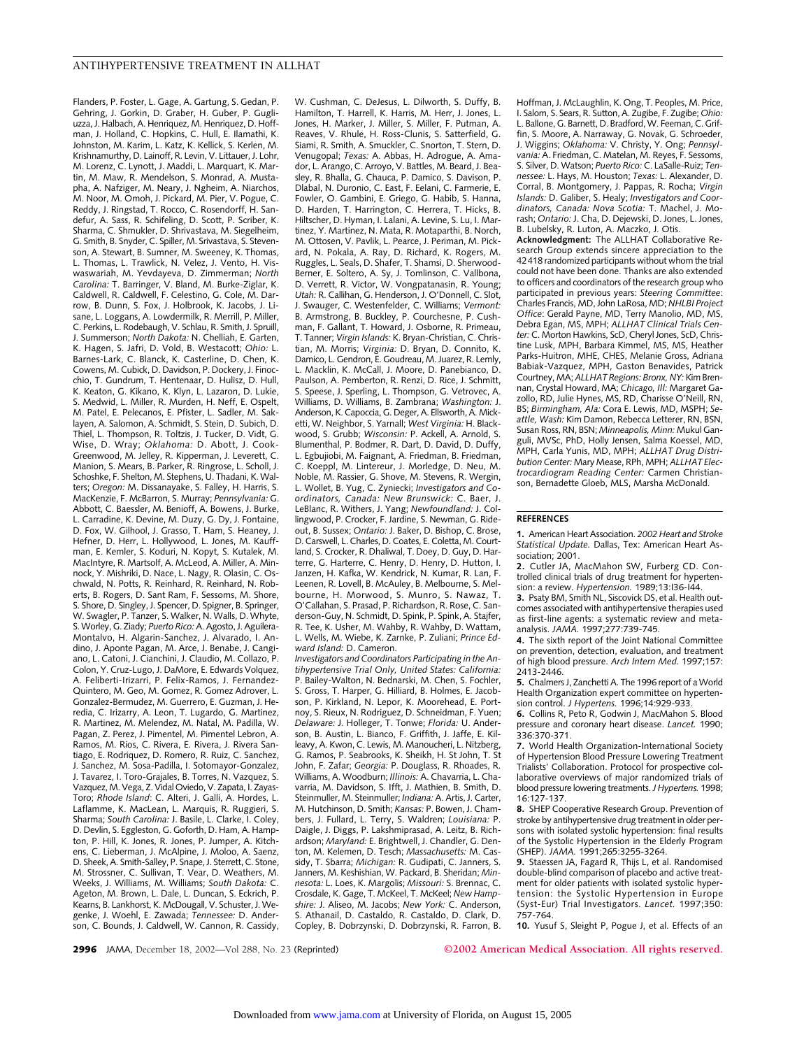Flanders, P. Foster, L. Gage, A. Gartung, S. Gedan, P. Gehring, J. Gorkin, D. Graber, H. Guber, P. Gugliuzza, J. Halbach, A. Henriquez, M. Henriquez, D. Hoffman, J. Holland, C. Hopkins, C. Hull, E. Ilamathi, K. Johnston, M. Karim, L. Katz, K. Kellick, S. Kerlen, M. Krishnamurthy, D. Lainoff, R. Levin, V. Littauer, J. Lohr, M. Lorenz, C. Lynott, J. Maddi, L. Marquart, K. Martin, M. Maw, R. Mendelson, S. Monrad, A. Mustapha, A. Nafziger, M. Neary, J. Ngheim, A. Niarchos, M. Noor, M. Omoh, J. Pickard, M. Pier, V. Pogue, C. Reddy, J. Ringstad, T. Rocco, C. Rosendorff, H. Sandefur, A. Sass, R. Schifeling, D. Scott, P. Scriber, K. Sharma, C. Shmukler, D. Shrivastava, M. Siegelheim, G. Smith, B. Snyder, C. Spiller, M. Srivastava, S. Stevenson, A. Stewart, B. Sumner, M. Sweeney, K. Thomas, L. Thomas, L. Trawlick, N. Velez, J. Vento, H. Viswaswariah, M. Yevdayeva, D. Zimmerman; *North Carolina:* T. Barringer, V. Bland, M. Burke-Ziglar, K. Caldwell, R. Caldwell, F. Celestino, G. Cole, M. Darrow, B. Dunn, S. Fox, J. Holbrook, K. Jacobs, J. Lisane, L. Loggans, A. Lowdermilk, R. Merrill, P. Miller, C. Perkins, L. Rodebaugh, V. Schlau, R. Smith, J. Spruill, J. Summerson; *North Dakota:* N. Chelliah, E. Garten, K. Hagen, S. Jafri, D. Vold, B. Westacott; *Ohio:* L. Barnes-Lark, C. Blanck, K. Casterline, D. Chen, K. Cowens, M. Cubick, D. Davidson, P. Dockery, J. Finocchio, T. Gundrum, T. Hentenaar, D. Hulisz, D. Hull, K. Keaton, G. Kikano, K. Klyn, L. Lazaron, D. Lukie, S. Medwid, L. Miller, R. Murden, H. Neff, E. Ospelt, M. Patel, E. Pelecanos, E. Pfister, L. Sadler, M. Saklayen, A. Salomon, A. Schmidt, S. Stein, D. Subich, D. Thiel, L. Thompson, R. Toltzis, J. Tucker, D. Vidt, G. Wise, D. Wray; *Oklahoma:* D. Abbott, J. Cook-Greenwood, M. Jelley, R. Kipperman, J. Leverett, C. Manion, S. Mears, B. Parker, R. Ringrose, L. Scholl, J. Schoshke, F. Shelton, M. Stephens, U. Thadani, K. Walters; *Oregon:* M. Dissanayake, S. Falley, H. Harris, S. MacKenzie, F. McBarron, S. Murray; *Pennsylvania:* G. Abbott, C. Baessler, M. Benioff, A. Bowens, J. Burke, L. Carradine, K. Devine, M. Duzy, G. Dy, J. Fontaine, D. Fox, W. Gilhool, J. Grasso, T. Ham, S. Heaney, J. Hefner, D. Herr, L. Hollywood, L. Jones, M. Kauffman, E. Kemler, S. Koduri, N. Kopyt, S. Kutalek, M. MacIntyre, R. Martsolf, A. McLeod, A. Miller, A. Minnock, Y. Mishriki, D. Nace, L. Nagy, R. Olasin, C. Oschwald, N. Potts, R. Reinhard, R. Reinhard, N. Roberts, B. Rogers, D. Sant Ram, F. Sessoms, M. Shore, S. Shore, D. Singley, J. Spencer, D. Spigner, B. Springer, W. Swagler, P. Tanzer, S. Walker, N. Walls, D. Whyte, S. Worley, G. Ziady; *Puerto Rico:* A. Agosto, J. Aguilera-Montalvo, H. Algarin-Sanchez, J. Alvarado, I. Andino, J. Aponte Pagan, M. Arce, J. Benabe, J. Cangiano, L. Catoni, J. Cianchini, J. Claudio, M. Collazo, P. Colon, Y. Cruz-Lugo, J. DaMore, E. Edwards Volquez, A. Feliberti-Irizarri, P. Felix-Ramos, J. Fernandez-Quintero, M. Geo, M. Gomez, R. Gomez Adrover, L. Gonzalez-Bermudez, M. Guerrero, E. Guzman, J. Heredia, C. Irizarry, A. Leon, T. Lugardo, G. Martinez, R. Martinez, M. Melendez, M. Natal, M. Padilla, W. Pagan, Z. Perez, J. Pimentel, M. Pimentel Lebron, A. Ramos, M. Rios, C. Rivera, E. Rivera, J. Rivera Santiago, E. Rodriquez, D. Romero, R. Ruiz, C. Sanchez, J. Sanchez, M. Sosa-Padilla, I. Sotomayor-Gonzalez, J. Tavarez, I. Toro-Grajales, B. Torres, N. Vazquez, S. Vazquez, M. Vega, Z. Vidal Oviedo, V. Zapata, I. Zayas-Toro; *Rhode Island*: C. Alteri, J. Galli, A. Hordes, L. Laflamme, K. MacLean, L. Marquis, R. Ruggieri, S. Sharma; *South Carolina:* J. Basile, L. Clarke, I. Coley, D. Devlin, S. Eggleston, G. Goforth, D. Ham, A. Hampton, P. Hill, K. Jones, R. Jones, P. Jumper, A. Kitchens, C. Lieberman, J. McAlpine, J. Moloo, A. Saenz, D. Sheek, A. Smith-Salley, P. Snape, J. Sterrett, C. Stone, M. Strossner, C. Sullivan, T. Vear, D. Weathers, M. Weeks, J. Williams, M. Williams; *South Dakota:* C. Ageton, M. Brown, L. Dale, L. Duncan, S. Eckrich, P. Kearns, B. Lankhorst, K. McDougall, V. Schuster, J. Wegenke, J. Woehl, E. Zawada; *Tennessee:* D. Anderson, C. Bounds, J. Caldwell, W. Cannon, R. Cassidy, W. Cushman, C. DeJesus, L. Dilworth, S. Duffy, B. Hamilton, T. Harrell, K. Harris, M. Herr, J. Jones, L. Jones, H. Marker, J. Miller, S. Miller, F. Putman, A. Reaves, V. Rhule, H. Ross-Clunis, S. Satterfield, G. Siami, R. Smith, A. Smuckler, C. Snorton, T. Stern, D. Venugopal; *Texas:* A. Abbas, H. Adrogue, A. Amador, L. Arango, C. Arroyo, V. Battles, M. Beard, J. Beasley, R. Bhalla, G. Chauca, P. Damico, S. Davison, P. Dlabal, N. Duronio, C. East, F. Eelani, C. Farmerie, E. Fowler, O. Gambini, E. Griego, G. Habib, S. Hanna, D. Harden, T. Harrington, C. Herrera, T. Hicks, B. Hiltscher, D. Hyman, I. Lalani, A. Levine, S. Lu, I. Martinez, Y. Martinez, N. Mata, R. Motaparthi, B. Norch, M. Ottosen, V. Pavlik, L. Pearce, J. Periman, M. Pickard, N. Pokala, A. Ray, D. Richard, K. Rogers, M. Ruggles, L. Seals, D. Shafer, T. Shamsi, D. Sherwood-Berner, E. Soltero, A. Sy, J. Tomlinson, C. Vallbona, D. Verrett, R. Victor, W. Vongpatanasin, R. Young; *Utah:* R. Callihan, G. Henderson, J. O'Donnell, C. Slot, J. Swauger, C. Westenfelder, C. Williams; *Vermont:* B. Armstrong, B. Buckley, P. Courchesne, P. Cushman, F. Gallant, T. Howard, J. Osborne, R. Primeau, T. Tanner; *Virgin Islands:* K. Bryan-Christian, C. Christian, M. Morris; *Virginia:* D. Bryan, D. Connito, K. Damico, L. Gendron, E. Goudreau, M. Juarez, R. Lemly, L. Macklin, K. McCall, J. Moore, D. Panebianco, D. Paulson, A. Pemberton, R. Renzi, D. Rice, J. Schmitt, S. Speese, J. Sperling, L. Thompson, G. Vetrovec, A. Williams, D. Williams, B. Zambrana; *Washington:* J. Anderson, K. Capoccia, G. Deger, A. Ellsworth, A. Mickett, W. Neighbor, S. Yarnall; *West Virginia:* H. Blackwood, S. Grubb; *Wisconsin:* P. Ackell, A. Arnold, S. Blumenthal, P. Bodmer, R. Dart, D. David, D. Duffy, L. Egbujiobi, M. Faignant, A. Friedman, B. Friedman, C. Koeppl, M. Lintereur, J. Morledge, D. Neu, M. Noble, M. Rassier, G. Shove, M. Stevens, R. Wergin, L. Wollet, B. Yug, C. Zyniecki; *Investigators and Coordinators, Canada: New Brunswick:* C. Baer, J. LeBlanc, R. Withers, J. Yang; *Newfoundland:* J. Collingwood, P. Crocker, F. Jardine, S. Newman, G. Rideout, B. Sussex; *Ontario:* J. Baker, D. Bishop, C. Brose, D. Carswell, L. Charles, D. Coates, E. Coletta, M. Courtland, S. Crocker, R. Dhaliwal, T. Doey, D. Guy, D. Harterre, G. Harterre, C. Henry, D. Henry, D. Hutton, I. Janzen, H. Kafka, W. Kendrick, N. Kumar, R. Lan, F. Leenen, R. Lovell, B. McAuley, B. Melbourne, S. Melbourne, H. Morwood, S. Munro, S. Nawaz, T. O'Callahan, S. Prasad, P. Richardson, R. Rose, C. Sanderson-Guy, N. Schmidt, D. Spink, P. Spink, A. Stajfer, R. Tee, K. Usher, M. Wahby, R. Wahby, D. Wattam, L. Wells, M. Wiebe, K. Zarnke, P. Zuliani; *Prince Edward Island:* D. Cameron.

*Investigators and Coordinators Participating in the Antihypertensive Trial Only, United States: California:* P. Bailey-Walton, N. Bednarski, M. Chen, S. Fochler, S. Gross, T. Harper, G. Hilliard, B. Holmes, E. Jacobson, P. Kirkland, N. Lepor, K. Moorehead, E. Portnoy, S. Rieux, N. Rodriguez, D. Schneidman, F. Yuen; *Delaware:* J. Holleger, T. Tonwe; *Florida:* U. Anderson, B. Austin, L. Bianco, F. Griffith, J. Jaffe, E. Killeavy, A. Kwon, C. Lewis, M. Manoucheri, L. Nitzberg, G. Ramos, P. Seabrooks, K. Sheikh, H. St John, T. St John, F. Zafar; *Georgia:* P. Douglass, R. Rhoades, R. Williams, A. Woodburn; *Illinois:* A. Chavarria, L. Chavarria, M. Davidson, S. Ifft, J. Mathien, B. Smith, D. Steinmuller, M. Steinmuller; *Indiana:* A. Artis, J. Carter, M. Hutchinson, D. Smith; *Kansas:* P. Bowen, J. Chambers, J. Fullard, L. Terry, S. Waldren; *Louisiana:* P. Daigle, J. Diggs, P. Lakshmiprasad, A. Leitz, B. Richardson; *Maryland:* E. Brightwell, J. Chandler, G. Denton, M. Kelemen, D. Tesch; *Massachusetts:* M. Cassidy, T. Sbarra; *Michigan:* R. Gudipati, C. Janners, S. Janners, M. Keshishian, W. Packard, B. Sheridan; *Minnesota:* L. Loes, K. Margolis; *Missouri:* S. Brennac, C. Crosdale, K. Gage, T. McKeel, T. McKeel; *New Hampshire:* J. Aliseo, M. Jacobs; *New York:* C. Anderson, S. Athanail, D. Castaldo, R. Castaldo, D. Clark, D. Copley, B. Dobrzynski, D. Dobrzynski, R. Farron, B. Hoffman, J. McLaughlin, K. Ong, T. Peoples, M. Price, I. Salom, S. Sears, R. Sutton, A. Zugibe, F. Zugibe; *Ohio:* L. Ballone, G. Barnett, D. Bradford, W. Feeman, C. Griffin, S. Moore, A. Narraway, G. Novak, G. Schroeder, J. Wiggins; *Oklahoma:* V. Christy, Y. Ong; *Pennsylvania:* A. Friedman, C. Matelan, M. Reyes, F. Sessoms, S. Silver, D. Watson; *Puerto Rico:* C. LaSalle-Ruiz; *Tennessee:* L. Hays, M. Houston; *Texas:* L. Alexander, D. Corral, B. Montgomery, J. Pappas, R. Rocha; *Virgin Islands:* D. Galiber, S. Healy; *Investigators and Coordinators, Canada: Nova Scotia:* T. Machel, J. Morash; *Ontario:* J. Cha, D. Dejewski, D. Jones, L. Jones, B. Lubelsky, R. Luton, A. Maczko, J. Otis.

**Acknowledgment:** The ALLHAT Collaborative Research Group extends sincere appreciation to the 42 418 randomized participants without whom the trial could not have been done. Thanks are also extended to officers and coordinators of the research group who participated in previous years: *Steering Committee*: Charles Francis, MD, John LaRosa, MD; *NHLBI Project Office*: Gerald Payne, MD, Terry Manolio, MD, MS, Debra Egan, MS, MPH; *ALLHAT Clinical Trials Center:* C. Morton Hawkins, ScD, Cheryl Jones, ScD, Christine Lusk, MPH, Barbara Kimmel, MS, MS, Heather Parks-Huitron, MHE, CHES, Melanie Gross, Adriana Babiak-Vazquez, MPH, Gaston Benavides, Patrick Courtney, MA; *ALLHAT Regions: Bronx, NY:* Kim Brennan, Crystal Howard, MA; *Chicago, Ill:* Margaret Gazollo, RD, Julie Hynes, MS, RD, Charisse O'Neill, RN, BS; *Birmingham, Ala:* Cora E. Lewis, MD, MSPH; *Seattle, Wash:* Kim Damon, Rebecca Letterer, RN, BSN, Susan Ross, RN, BSN; *Minneapolis, Minn:* Mukul Ganguli, MVSc, PhD, Holly Jensen, Salma Koessel, MD, MPH, Carla Yunis, MD, MPH; *ALLHAT Drug Distribution Center:* Mary Mease, RPh, MPH; *ALLHAT Electrocardiogram Reading Center:* Carmen Christianson, Bernadette Gloeb, MLS, Marsha McDonald.

## REFERENCES

1. American Heart Association. *2002 Heart and Stroke Statistical Update.* Dallas, Tex: American Heart Association; 2001.
2. Cutler JA, MacMahon SW, Furberg CD. Controlled clinical trials of drug treatment for hypertension: a review. *Hypertension.* 1989;13:I36-I44.
3. Psaty BM, Smith NL, Siscovick DS, et al. Health outcomes associated with antihypertensive therapies used as first-line agents: a systematic review and meta-analysis. *JAMA.* 1997;277:739-745.
4. The sixth report of the Joint National Committee on prevention, detection, evaluation, and treatment of high blood pressure. *Arch Intern Med.* 1997;157: 2413-2446.
5. Chalmers J, Zanchetti A. The 1996 report of a World Health Organization expert committee on hypertension control. *J Hypertens.* 1996;14:929-933.
6. Collins R, Peto R, Godwin J, MacMahon S. Blood pressure and coronary heart disease. *Lancet.* 1990; 336:370-371.
7. World Health Organization-International Society of Hypertension Blood Pressure Lowering Treatment Trialists' Collaboration. Protocol for prospective collaborative overviews of major randomized trials of blood pressure lowering treatments. *J Hypertens.* 1998; 16:127-137.
8. SHEP Cooperative Research Group. Prevention of stroke by antihypertensive drug treatment in older persons with isolated systolic hypertension: final results of the Systolic Hypertension in the Elderly Program (SHEP). *JAMA.* 1991;265:3255-3264.
9. Staessen JA, Fagard R, Thijs L, et al. Randomised double-blind comparison of placebo and active treatment for older patients with isolated systolic hypertension: the Systolic Hypertension in Europe (Syst-Eur) Trial Investigators. *Lancet.* 1997;350: 757-764.
10. Yusuf S, Sleight P, Pogue J, et al. Effects of an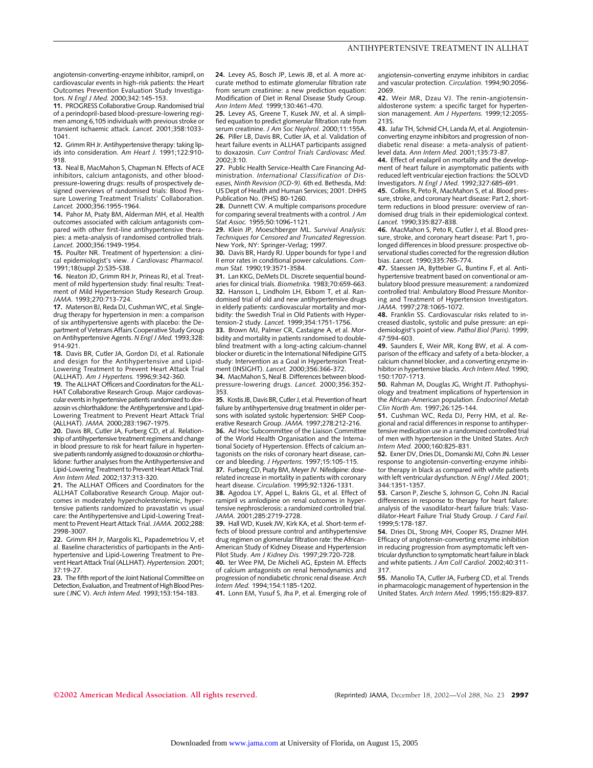angiotensin-converting-enzyme inhibitor, ramipril, on cardiovascular events in high-risk patients: the Heart Outcomes Prevention Evaluation Study Investigators. *N Engl J Med.* 2000;342:145-153.

**11.** PROGRESS Collaborative Group. Randomised trial of a perindopril-based blood-pressure-lowering regimen among 6,105 individuals with previous stroke or transient ischaemic attack. *Lancet.* 2001;358:1033-1041.

**12.** Grimm RH Jr. Antihypertensive therapy: taking lipids into consideration. *Am Heart J.* 1991;122:910-918.

**13.** Neal B, MacMahon S, Chapman N. Effects of ACE inhibitors, calcium antagonists, and other blood-pressure-lowering drugs: results of prospectively designed overviews of randomised trials: Blood Pressure Lowering Treatment Trialists' Collaboration. *Lancet.* 2000;356:1955-1964.

**14.** Pahor M, Psaty BM, Alderman MH, et al. Health outcomes associated with calcium antagonists compared with other first-line antihypertensive therapies: a meta-analysis of randomised controlled trials. *Lancet.* 2000;356:1949-1954.

**15.** Poulter NR. Treatment of hypertension: a clinical epidemiologist's view. *J Cardiovasc Pharmacol.* 1991;18(suppl 2):S35-S38.

**16.** Neaton JD, Grimm RH Jr, Prineas RJ, et al. Treatment of mild hypertension study: final results: Treatment of Mild Hypertension Study Research Group. *JAMA.* 1993;270:713-724.

**17.** Materson BJ, Reda DJ, Cushman WC, et al. Single-drug therapy for hypertension in men: a comparison of six antihypertensive agents with placebo: the Department of Veterans Affairs Cooperative Study Group on Antihypertensive Agents. *N Engl J Med.* 1993;328:914-921.

**18.** Davis BR, Cutler JA, Gordon DJ, et al. Rationale and design for the Antihypertensive and Lipid-Lowering Treatment to Prevent Heart Attack Trial (ALLHAT). *Am J Hypertens.* 1996;9:342-360.

**19.** The ALLHAT Officers and Coordinators for the ALLHAT Collaborative Research Group. Major cardiovascular events in hypertensive patients randomized to doxazosin vs chlorthalidone: the Antihypertensive and Lipid-Lowering Treatment to Prevent Heart Attack Trial (ALLHAT). *JAMA.* 2000;283:1967-1975.

**20.** Davis BR, Cutler JA, Furberg CD, et al. Relationship of antihypertensive treatment regimens and change in blood pressure to risk for heart failure in hypertensive patients randomly assigned to doxazosin or chlorthalidone: further analyses from the Antihypertensive and Lipid-Lowering Treatment to Prevent Heart Attack Trial. *Ann Intern Med.* 2002;137:313-320.

**21.** The ALLHAT Officers and Coordinators for the ALLHAT Collaborative Research Group. Major outcomes in moderately hypercholesterolemic, hypertensive patients randomized to pravastatin vs usual care: the Antihypertensive and Lipid-Lowering Treatment to Prevent Heart Attack Trial. *JAMA.* 2002;288:2998-3007.

**22.** Grimm RH Jr, Margolis KL, Papademetriou V, et al. Baseline characteristics of participants in the Antihypertensive and Lipid-Lowering Treatment to Prevent Heart Attack Trial (ALLHAT). *Hypertension.* 2001;37:19-27.

**23.** The fifth report of the Joint National Committee on Detection, Evaluation, and Treatment of High Blood Pressure (JNC V). *Arch Intern Med.* 1993;153:154-183.

**24.** Levey AS, Bosch JP, Lewis JB, et al. A more accurate method to estimate glomerular filtration rate from serum creatinine: a new prediction equation: Modification of Diet in Renal Disease Study Group. *Ann Intern Med.* 1999;130:461-470.

**25.** Levey AS, Greene T, Kusek JW, et al. A simplified equation to predict glomerular filtration rate from serum creatinine. *J Am Soc Nephrol.* 2000;11:155A.

**26.** Piller LB, Davis BR, Cutler JA, et al. Validation of heart failure events in ALLHAT participants assigned to doxazosin. *Curr Control Trials Cardiovasc Med.* 2002;3:10.

**27.** Public Health Service-Health Care Financing Administration. *International Classification of Diseases, Ninth Revision (ICD-9).* 6th ed. Bethesda, Md: US Dept of Health and Human Services; 2001. DHHS Publication No. (PHS) 80-1260.

**28.** Dunnett CW. A multiple comparisons procedure for comparing several treatments with a control. *J Am Stat Assoc.* 1955;50:1096-1121.

**29.** Klein JP, Moeschberger ML. *Survival Analysis: Techniques for Censored and Truncated Regression.* New York, NY: Springer-Verlag; 1997.

**30.** Davis BR, Hardy RJ. Upper bounds for type I and II error rates in conditional power calculations. *Commun Stat.* 1990;19:3571-3584.

**31.** Lan KKG, DeMets DL. Discrete sequential boundaries for clinical trials. *Biometrika.* 1983;70:659-663.

**32.** Hansson L, Lindholm LH, Ekbom T, et al. Randomised trial of old and new antihypertensive drugs in elderly patients: cardiovascular mortality and morbidity: the Swedish Trial in Old Patients with Hypertension-2 study. *Lancet.* 1999;354:1751-1756.

**33.** Brown MJ, Palmer CR, Castaigne A, et al. Morbidity and mortality in patients randomised to double-blind treatment with a long-acting calcium-channel blocker or diuretic in the International Nifedipine GITS study: Intervention as a Goal in Hypertension Treatment (INSIGHT). *Lancet.* 2000;356:366-372.

**34.** MacMahon S, Neal B. Differences between blood-pressure-lowering drugs. *Lancet.* 2000;356:352-353.

**35.** Kostis JB, Davis BR, Cutler J, et al. Prevention of heart failure by antihypertensive drug treatment in older persons with isolated systolic hypertension: SHEP Cooperative Research Group. *JAMA.* 1997;278:212-216.

**36.** Ad Hoc Subcommittee of the Liaison Committee of the World Health Organisation and the International Society of Hypertension. Effects of calcium antagonists on the risks of coronary heart disease, cancer and bleeding. *J Hypertens.* 1997;15:105-115.

**37.** Furberg CD, Psaty BM, Meyer JV. Nifedipine: dose-related increase in mortality in patients with coronary heart disease. *Circulation.* 1995;92:1326-1331.

**38.** Agodoa LY, Appel L, Bakris GL, et al. Effect of ramipril vs amlodipine on renal outcomes in hypertensive nephrosclerosis: a randomized controlled trial. *JAMA.* 2001;285:2719-2728.

**39.** Hall WD, Kusek JW, Kirk KA, et al. Short-term effects of blood pressure control and antihypertensive drug regimen on glomerular filtration rate: the African-American Study of Kidney Disease and Hypertension Pilot Study. *Am J Kidney Dis.* 1997;29:720-728.

**40.** ter Wee PM, De Micheli AG, Epstein M. Effects of calcium antagonists on renal hemodynamics and progression of nondiabetic chronic renal disease. *Arch Intern Med.* 1994;154:1185-1202.

**41.** Lonn EM, Yusuf S, Jha P, et al. Emerging role of angiotensin-converting enzyme inhibitors in cardiac and vascular protection. *Circulation.* 1994;90:2056-2069.

**42.** Weir MR, Dzau VJ. The renin-angiotensin-aldosterone system: a specific target for hypertension management. *Am J Hypertens.* 1999;12:205S-213S.

**43.** Jafar TH, Schmid CH, Landa M, et al. Angiotensin-converting enzyme inhibitors and progression of nondiabetic renal disease: a meta-analysis of patient-level data. *Ann Intern Med.* 2001;135:73-87.

**44.** Effect of enalapril on mortality and the development of heart failure in asymptomatic patients with reduced left ventricular ejection fractions: the SOLVD Investigators. *N Engl J Med.* 1992;327:685-691.

**45.** Collins R, Peto R, MacMahon S, et al. Blood pressure, stroke, and coronary heart disease: Part 2, short-term reductions in blood pressure: overview of randomised drug trials in their epidemiological context. *Lancet.* 1990;335:827-838.

**46.** MacMahon S, Peto R, Cutler J, et al. Blood pressure, stroke, and coronary heart disease: Part 1, prolonged differences in blood pressure: prospective observational studies corrected for the regression dilution bias. *Lancet.* 1990;335:765-774.

**47.** Staessen JA, Byttebier G, Buntinx F, et al. Antihypertensive treatment based on conventional or ambulatory blood pressure measurement: a randomized controlled trial: Ambulatory Blood Pressure Monitoring and Treatment of Hypertension Investigators. *JAMA.* 1997;278:1065-1072.

**48.** Franklin SS. Cardiovascular risks related to increased diastolic, systolic and pulse pressure: an epidemiologist's point of view. *Pathol Biol (Paris).* 1999;47:594-603.

**49.** Saunders E, Weir MR, Kong BW, et al. A comparison of the efficacy and safety of a beta-blocker, a calcium channel blocker, and a converting enzyme inhibitor in hypertensive blacks. *Arch Intern Med.* 1990;150:1707-1713.

**50.** Rahman M, Douglas JG, Wright JT. Pathophysiology and treatment implications of hypertension in the African-American population. *Endocrinol Metab Clin North Am.* 1997;26:125-144.

**51.** Cushman WC, Reda DJ, Perry HM, et al. Regional and racial differences in response to antihypertensive medication use in a randomized controlled trial of men with hypertension in the United States. *Arch Intern Med.* 2000;160:825-831.

**52.** Exner DV, Dries DL, Domanski MJ, Cohn JN. Lesser response to angiotensin-converting-enzyme inhibitor therapy in black as compared with white patients with left ventricular dysfunction. *N Engl J Med.* 2001;344:1351-1357.

**53.** Carson P, Ziesche S, Johnson G, Cohn JN. Racial differences in response to therapy for heart failure: analysis of the vasodilator-heart failure trials: Vasodilator-Heart Failure Trial Study Group. *J Card Fail.* 1999;5:178-187.

**54.** Dries DL, Strong MH, Cooper RS, Drazner MH. Efficacy of angiotensin-converting enzyme inhibition in reducing progression from asymptomatic left ventricular dysfunction to symptomatic heart failure in black and white patients. *J Am Coll Cardiol.* 2002;40:311-317.

**55.** Manolio TA, Cutler JA, Furberg CD, et al. Trends in pharmacologic management of hypertension in the United States. *Arch Intern Med.* 1995;155:829-837.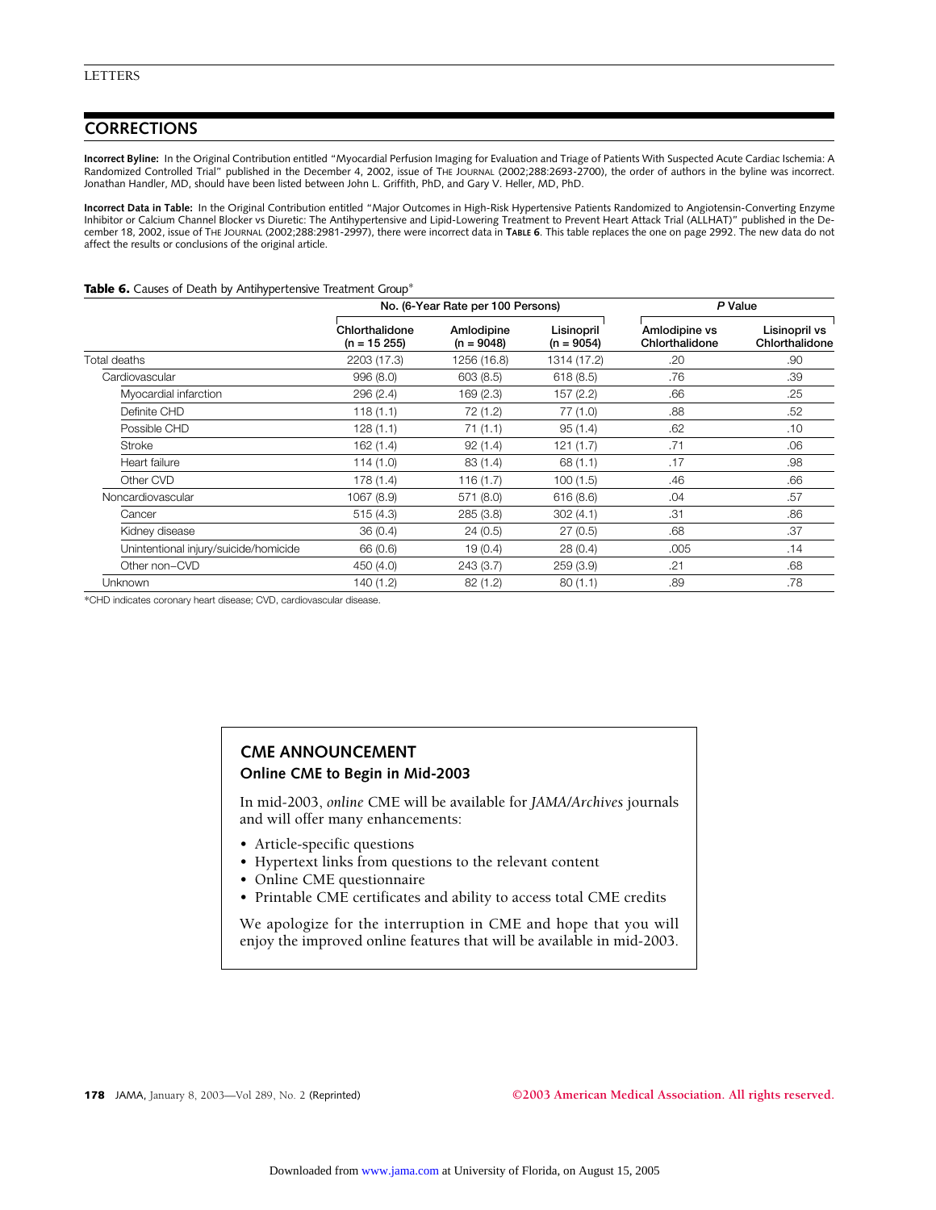## CORRECTIONS

**Incorrect Byline:** In the Original Contribution entitled "Myocardial Perfusion Imaging for Evaluation and Triage of Patients With Suspected Acute Cardiac Ischemia: A Randomized Controlled Trial" published in the December 4, 2002, issue of THE JOURNAL (2002;288:2693-2700), the order of authors in the byline was incorrect. Jonathan Handler, MD, should have been listed between John L. Griffith, PhD, and Gary V. Heller, MD, PhD.

**Incorrect Data in Table:** In the Original Contribution entitled "Major Outcomes in High-Risk Hypertensive Patients Randomized to Angiotensin-Converting Enzyme Inhibitor or Calcium Channel Blocker vs Diuretic: The Antihypertensive and Lipid-Lowering Treatment to Prevent Heart Attack Trial (ALLHAT)" published in the December 18, 2002, issue of THE JOURNAL (2002;288:2981-2997), there were incorrect data in **TABLE 6**. This table replaces the one on page 2992. The new data do not affect the results or conclusions of the original article.

**Table 6.** Causes of Death by Antihypertensive Treatment Group*

| | No. (6-Year Rate per 100 Persons) | | | *P* Value | |
|---|---|---|---|---|---|
| | Chlorthalidone (n = 15 255) | Amlodipine (n = 9048) | Lisinopril (n = 9054) | Amlodipine vs Chlorthalidone | Lisinopril vs Chlorthalidone |
| Total deaths | 2203 (17.3) | 1256 (16.8) | 1314 (17.2) | .20 | .90 |
| Cardiovascular | 996 (8.0) | 603 (8.5) | 618 (8.5) | .76 | .39 |
| Myocardial infarction | 296 (2.4) | 169 (2.3) | 157 (2.2) | .66 | .25 |
| Definite CHD | 118 (1.1) | 72 (1.2) | 77 (1.0) | .88 | .52 |
| Possible CHD | 128 (1.1) | 71 (1.1) | 95 (1.4) | .62 | .10 |
| Stroke | 162 (1.4) | 92 (1.4) | 121 (1.7) | .71 | .06 |
| Heart failure | 114 (1.0) | 83 (1.4) | 68 (1.1) | .17 | .98 |
| Other CVD | 178 (1.4) | 116 (1.7) | 100 (1.5) | .46 | .66 |
| Noncardiovascular | 1067 (8.9) | 571 (8.0) | 616 (8.6) | .04 | .57 |
| Cancer | 515 (4.3) | 285 (3.8) | 302 (4.1) | .31 | .86 |
| Kidney disease | 36 (0.4) | 24 (0.5) | 27 (0.5) | .68 | .37 |
| Unintentional injury/suicide/homicide | 66 (0.6) | 19 (0.4) | 28 (0.4) | .005 | .14 |
| Other non–CVD | 450 (4.0) | 243 (3.7) | 259 (3.9) | .21 | .68 |
| Unknown | 140 (1.2) | 82 (1.2) | 80 (1.1) | .89 | .78 |

*CHD indicates coronary heart disease; CVD, cardiovascular disease.

### CME ANNOUNCEMENT

**Online CME to Begin in Mid-2003**

In mid-2003, *online* CME will be available for *JAMA/Archives* journals and will offer many enhancements:

- Article-specific questions
- Hypertext links from questions to the relevant content
- Online CME questionnaire
- Printable CME certificates and ability to access total CME credits

We apologize for the interruption in CME and hope that you will enjoy the improved online features that will be available in mid-2003.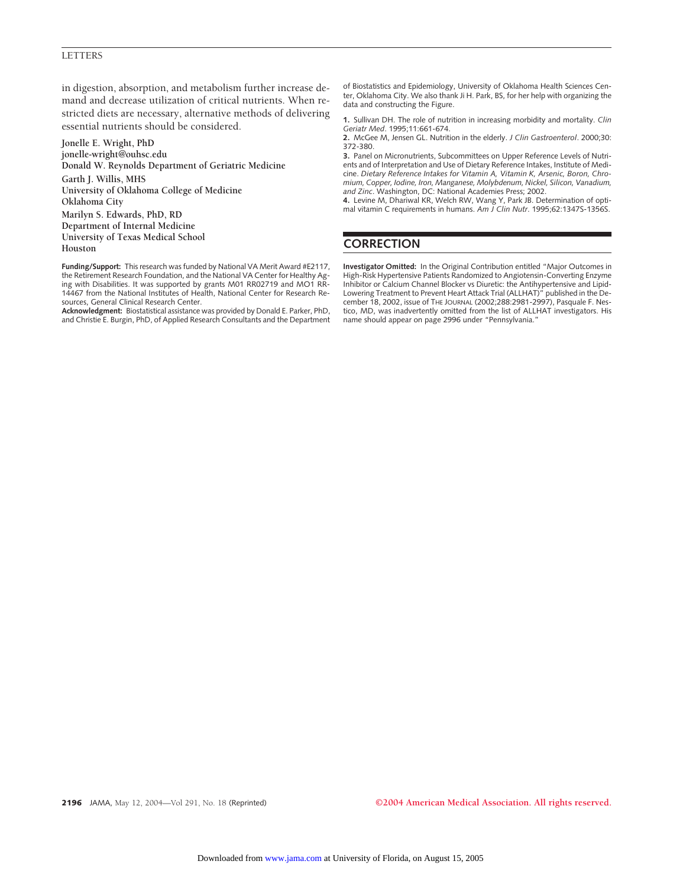in digestion, absorption, and metabolism further increase demand and decrease utilization of critical nutrients. When restricted diets are necessary, alternative methods of delivering essential nutrients should be considered.

**Jonelle E. Wright, PhD**
**jonelle-wright@ouhsc.edu**
**Donald W. Reynolds Department of Geriatric Medicine**
**Garth J. Willis, MHS**
**University of Oklahoma College of Medicine**
**Oklahoma City**
**Marilyn S. Edwards, PhD, RD**
**Department of Internal Medicine**
**University of Texas Medical School**
**Houston**

**Funding/Support:** This research was funded by National VA Merit Award #E2117, the Retirement Research Foundation, and the National VA Center for Healthy Aging with Disabilities. It was supported by grants M01 RR02719 and MO1 RR-14467 from the National Institutes of Health, National Center for Research Resources, General Clinical Research Center.

**Acknowledgment:** Biostatistical assistance was provided by Donald E. Parker, PhD, and Christie E. Burgin, PhD, of Applied Research Consultants and the Department of Biostatistics and Epidemiology, University of Oklahoma Health Sciences Center, Oklahoma City. We also thank Ji H. Park, BS, for her help with organizing the data and constructing the Figure.

1. Sullivan DH. The role of nutrition in increasing morbidity and mortality. *Clin Geriatr Med*. 1995;11:661-674.
2. McGee M, Jensen GL. Nutrition in the elderly. *J Clin Gastroenterol*. 2000;30:372-380.
3. Panel on Micronutrients, Subcommittees on Upper Reference Levels of Nutrients and of Interpretation and Use of Dietary Reference Intakes, Institute of Medicine. *Dietary Reference Intakes for Vitamin A, Vitamin K, Arsenic, Boron, Chromium, Copper, Iodine, Iron, Manganese, Molybdenum, Nickel, Silicon, Vanadium, and Zinc*. Washington, DC: National Academies Press; 2002.
4. Levine M, Dhariwal KR, Welch RW, Wang Y, Park JB. Determination of optimal vitamin C requirements in humans. *Am J Clin Nutr*. 1995;62:1347S-1356S.

## CORRECTION

**Investigator Omitted:** In the Original Contribution entitled "Major Outcomes in High-Risk Hypertensive Patients Randomized to Angiotensin-Converting Enzyme Inhibitor or Calcium Channel Blocker vs Diuretic: the Antihypertensive and Lipid-Lowering Treatment to Prevent Heart Attack Trial (ALLHAT)" published in the December 18, 2002, issue of THE JOURNAL (2002;288:2981-2997), Pasquale F. Nestico, MD, was inadvertently omitted from the list of ALLHAT investigators. His name should appear on page 2996 under "Pennsylvania."